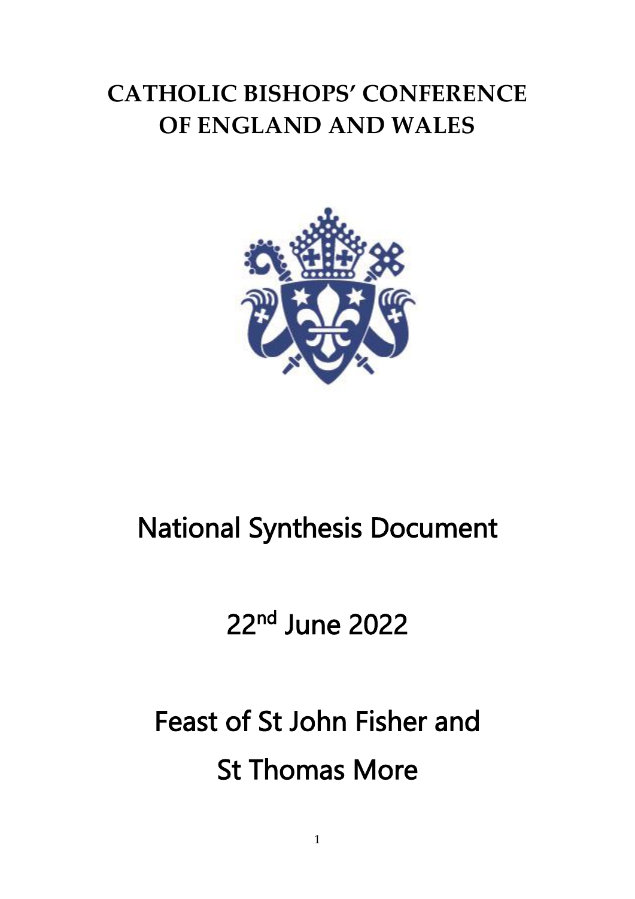# CATHOLIC BISHOPS' CONFERENCE OF ENGLAND AND WALES

# National Synthesis Document

## 22nd June 2022

## Feast of St John Fisher and St Thomas More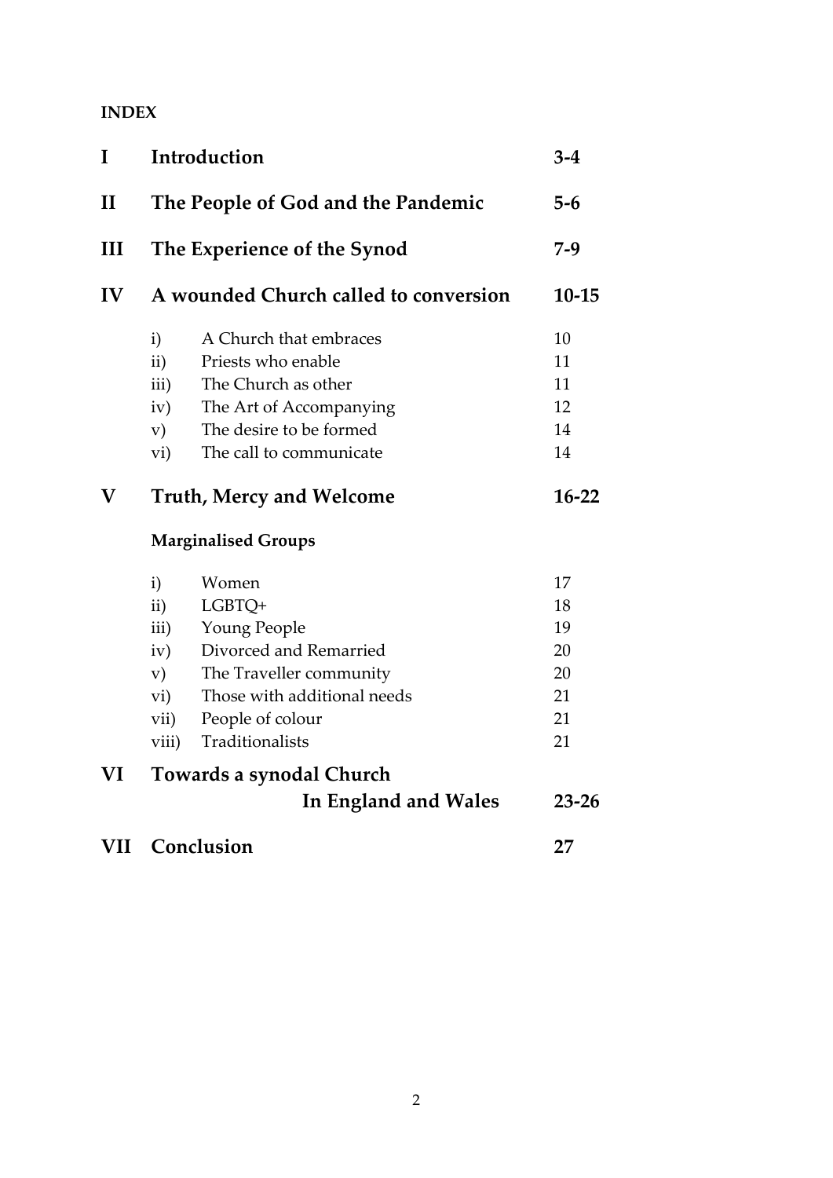**INDEX**

| | | | |
|---|---|---|---|
| **I** | **Introduction** | | **3-4** |
| **II** | **The People of God and the Pandemic** | | **5-6** |
| **III** | **The Experience of the Synod** | | **7-9** |
| **IV** | **A wounded Church called to conversion** | | **10-15** |
| | i) | A Church that embraces | 10 |
| | ii) | Priests who enable | 11 |
| | iii) | The Church as other | 11 |
| | iv) | The Art of Accompanying | 12 |
| | v) | The desire to be formed | 14 |
| | vi) | The call to communicate | 14 |
| **V** | **Truth, Mercy and Welcome** | | **16-22** |
| | **Marginalised Groups** | | |
| | i) | Women | 17 |
| | ii) | LGBTQ+ | 18 |
| | iii) | Young People | 19 |
| | iv) | Divorced and Remarried | 20 |
| | v) | The Traveller community | 20 |
| | vi) | Those with additional needs | 21 |
| | vii) | People of colour | 21 |
| | viii) | Traditionalists | 21 |
| **VI** | **Towards a synodal Church In England and Wales** | | **23-26** |
| **VII** | **Conclusion** | | **27** |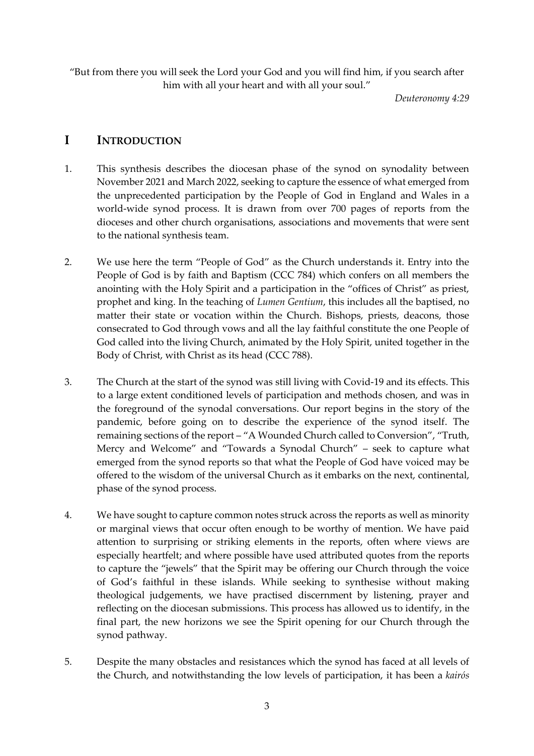"But from there you will seek the Lord your God and you will find him, if you search after him with all your heart and with all your soul."

*Deuteronomy 4:29*

# I INTRODUCTION

1. This synthesis describes the diocesan phase of the synod on synodality between November 2021 and March 2022, seeking to capture the essence of what emerged from the unprecedented participation by the People of God in England and Wales in a world-wide synod process. It is drawn from over 700 pages of reports from the dioceses and other church organisations, associations and movements that were sent to the national synthesis team.

2. We use here the term "People of God" as the Church understands it. Entry into the People of God is by faith and Baptism (CCC 784) which confers on all members the anointing with the Holy Spirit and a participation in the "offices of Christ" as priest, prophet and king. In the teaching of *Lumen Gentium*, this includes all the baptised, no matter their state or vocation within the Church. Bishops, priests, deacons, those consecrated to God through vows and all the lay faithful constitute the one People of God called into the living Church, animated by the Holy Spirit, united together in the Body of Christ, with Christ as its head (CCC 788).

3. The Church at the start of the synod was still living with Covid-19 and its effects. This to a large extent conditioned levels of participation and methods chosen, and was in the foreground of the synodal conversations. Our report begins in the story of the pandemic, before going on to describe the experience of the synod itself. The remaining sections of the report – "A Wounded Church called to Conversion", "Truth, Mercy and Welcome" and "Towards a Synodal Church" – seek to capture what emerged from the synod reports so that what the People of God have voiced may be offered to the wisdom of the universal Church as it embarks on the next, continental, phase of the synod process.

4. We have sought to capture common notes struck across the reports as well as minority or marginal views that occur often enough to be worthy of mention. We have paid attention to surprising or striking elements in the reports, often where views are especially heartfelt; and where possible have used attributed quotes from the reports to capture the "jewels" that the Spirit may be offering our Church through the voice of God's faithful in these islands. While seeking to synthesise without making theological judgements, we have practised discernment by listening, prayer and reflecting on the diocesan submissions. This process has allowed us to identify, in the final part, the new horizons we see the Spirit opening for our Church through the synod pathway.

5. Despite the many obstacles and resistances which the synod has faced at all levels of the Church, and notwithstanding the low levels of participation, it has been a *kairós*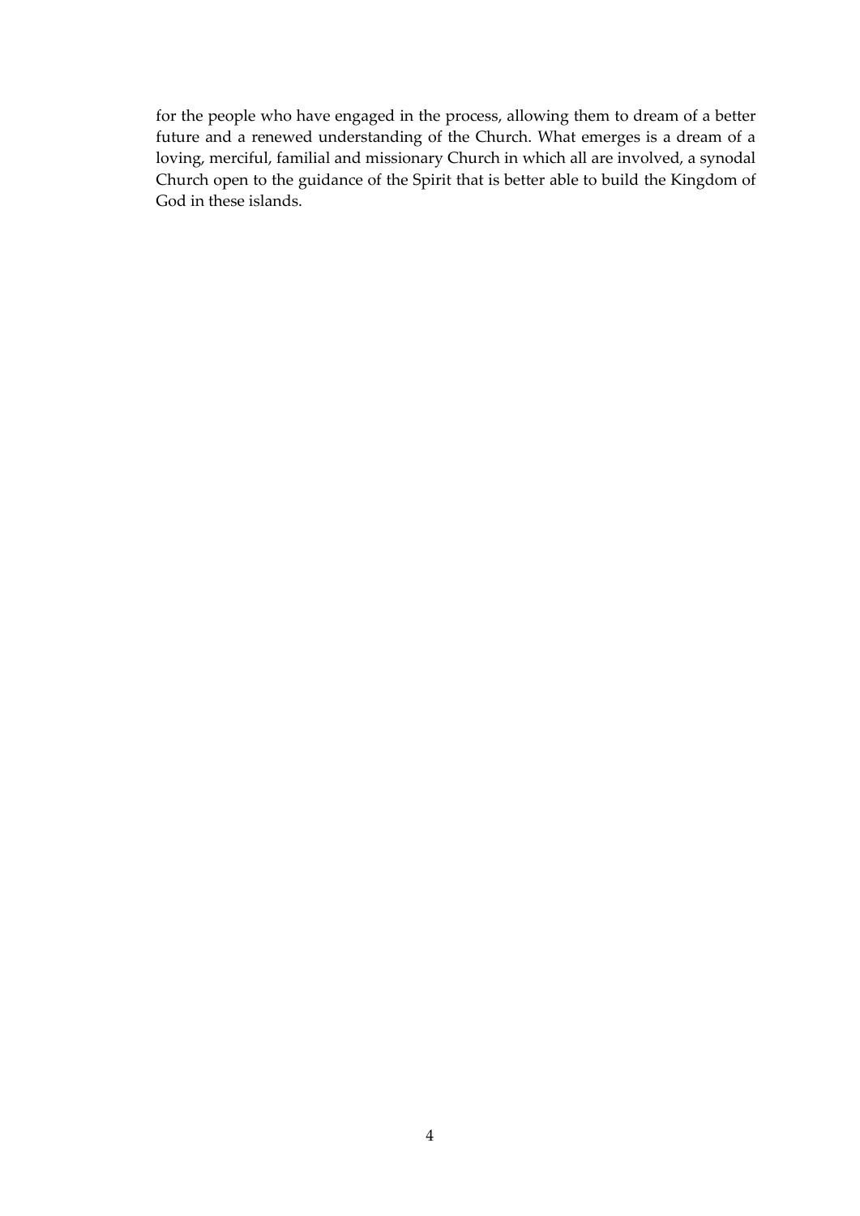for the people who have engaged in the process, allowing them to dream of a better future and a renewed understanding of the Church. What emerges is a dream of a loving, merciful, familial and missionary Church in which all are involved, a synodal Church open to the guidance of the Spirit that is better able to build the Kingdom of God in these islands.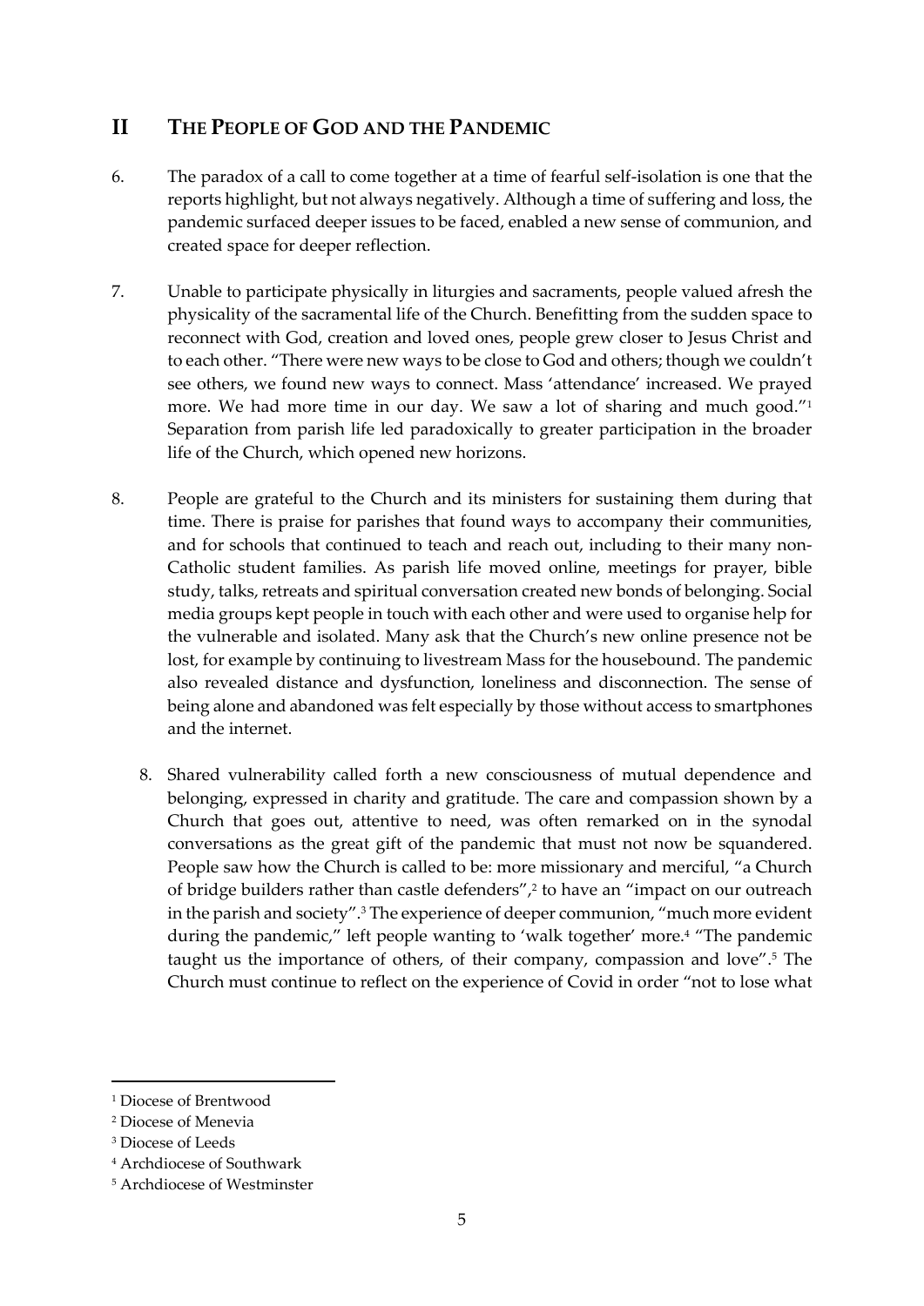## II THE PEOPLE OF GOD AND THE PANDEMIC

6. The paradox of a call to come together at a time of fearful self-isolation is one that the reports highlight, but not always negatively. Although a time of suffering and loss, the pandemic surfaced deeper issues to be faced, enabled a new sense of communion, and created space for deeper reflection.

7. Unable to participate physically in liturgies and sacraments, people valued afresh the physicality of the sacramental life of the Church. Benefitting from the sudden space to reconnect with God, creation and loved ones, people grew closer to Jesus Christ and to each other. "There were new ways to be close to God and others; though we couldn't see others, we found new ways to connect. Mass 'attendance' increased. We prayed more. We had more time in our day. We saw a lot of sharing and much good."[1] Separation from parish life led paradoxically to greater participation in the broader life of the Church, which opened new horizons.

8. People are grateful to the Church and its ministers for sustaining them during that time. There is praise for parishes that found ways to accompany their communities, and for schools that continued to teach and reach out, including to their many non-Catholic student families. As parish life moved online, meetings for prayer, bible study, talks, retreats and spiritual conversation created new bonds of belonging. Social media groups kept people in touch with each other and were used to organise help for the vulnerable and isolated. Many ask that the Church's new online presence not be lost, for example by continuing to livestream Mass for the housebound. The pandemic also revealed distance and dysfunction, loneliness and disconnection. The sense of being alone and abandoned was felt especially by those without access to smartphones and the internet.

    8. Shared vulnerability called forth a new consciousness of mutual dependence and belonging, expressed in charity and gratitude. The care and compassion shown by a Church that goes out, attentive to need, was often remarked on in the synodal conversations as the great gift of the pandemic that must not now be squandered. People saw how the Church is called to be: more missionary and merciful, "a Church of bridge builders rather than castle defenders",[2] to have an "impact on our outreach in the parish and society".[3] The experience of deeper communion, "much more evident during the pandemic," left people wanting to 'walk together' more.[4] "The pandemic taught us the importance of others, of their company, compassion and love".[5] The Church must continue to reflect on the experience of Covid in order "not to lose what

---

[1] Diocese of Brentwood

[2] Diocese of Menevia

[3] Diocese of Leeds

[4] Archdiocese of Southwark

[5] Archdiocese of Westminster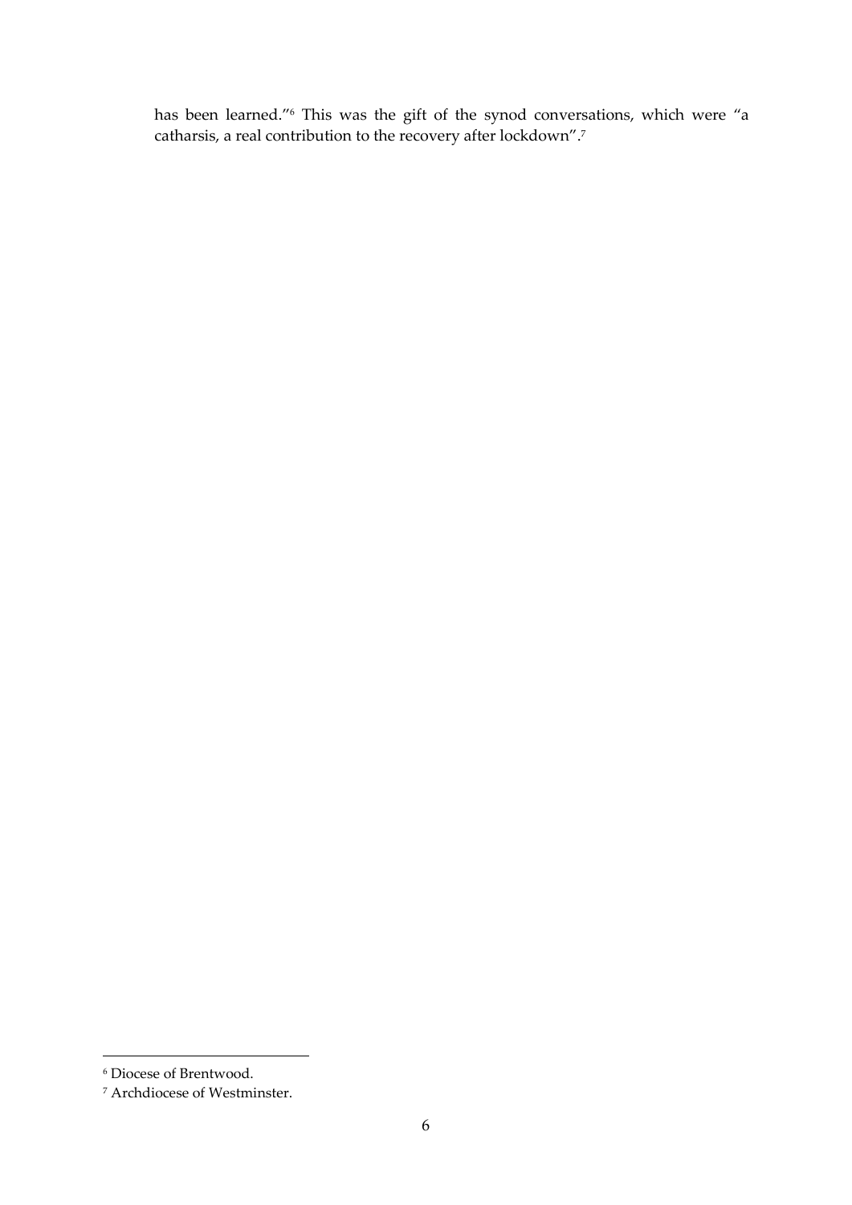has been learned."[6] This was the gift of the synod conversations, which were "a catharsis, a real contribution to the recovery after lockdown".[7]

---

[6] Diocese of Brentwood.

[7] Archdiocese of Westminster.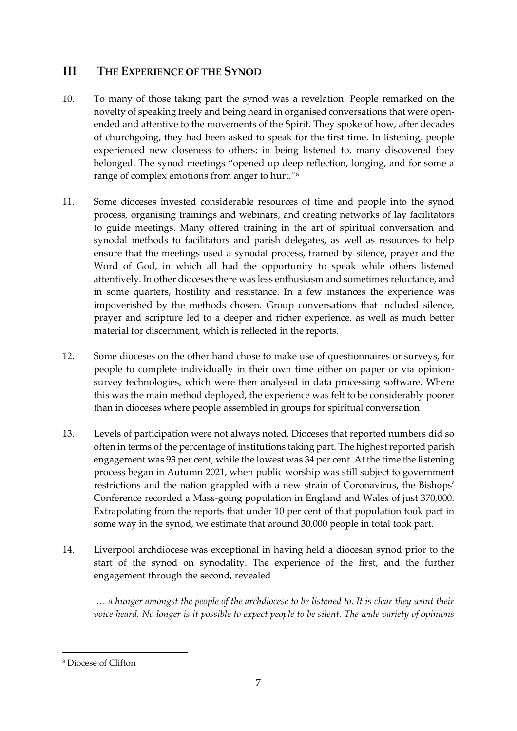## III THE EXPERIENCE OF THE SYNOD

10. To many of those taking part the synod was a revelation. People remarked on the novelty of speaking freely and being heard in organised conversations that were open-ended and attentive to the movements of the Spirit. They spoke of how, after decades of churchgoing, they had been asked to speak for the first time. In listening, people experienced new closeness to others; in being listened to, many discovered they belonged. The synod meetings "opened up deep reflection, longing, and for some a range of complex emotions from anger to hurt."[8]

11. Some dioceses invested considerable resources of time and people into the synod process, organising trainings and webinars, and creating networks of lay facilitators to guide meetings. Many offered training in the art of spiritual conversation and synodal methods to facilitators and parish delegates, as well as resources to help ensure that the meetings used a synodal process, framed by silence, prayer and the Word of God, in which all had the opportunity to speak while others listened attentively. In other dioceses there was less enthusiasm and sometimes reluctance, and in some quarters, hostility and resistance. In a few instances the experience was impoverished by the methods chosen. Group conversations that included silence, prayer and scripture led to a deeper and richer experience, as well as much better material for discernment, which is reflected in the reports.

12. Some dioceses on the other hand chose to make use of questionnaires or surveys, for people to complete individually in their own time either on paper or via opinion-survey technologies, which were then analysed in data processing software. Where this was the main method deployed, the experience was felt to be considerably poorer than in dioceses where people assembled in groups for spiritual conversation.

13. Levels of participation were not always noted. Dioceses that reported numbers did so often in terms of the percentage of institutions taking part. The highest reported parish engagement was 93 per cent, while the lowest was 34 per cent. At the time the listening process began in Autumn 2021, when public worship was still subject to government restrictions and the nation grappled with a new strain of Coronavirus, the Bishops' Conference recorded a Mass-going population in England and Wales of just 370,000. Extrapolating from the reports that under 10 per cent of that population took part in some way in the synod, we estimate that around 30,000 people in total took part.

14. Liverpool archdiocese was exceptional in having held a diocesan synod prior to the start of the synod on synodality. The experience of the first, and the further engagement through the second, revealed

> *… a hunger amongst the people of the archdiocese to be listened to. It is clear they want their voice heard. No longer is it possible to expect people to be silent. The wide variety of opinions*

---

[8] Diocese of Clifton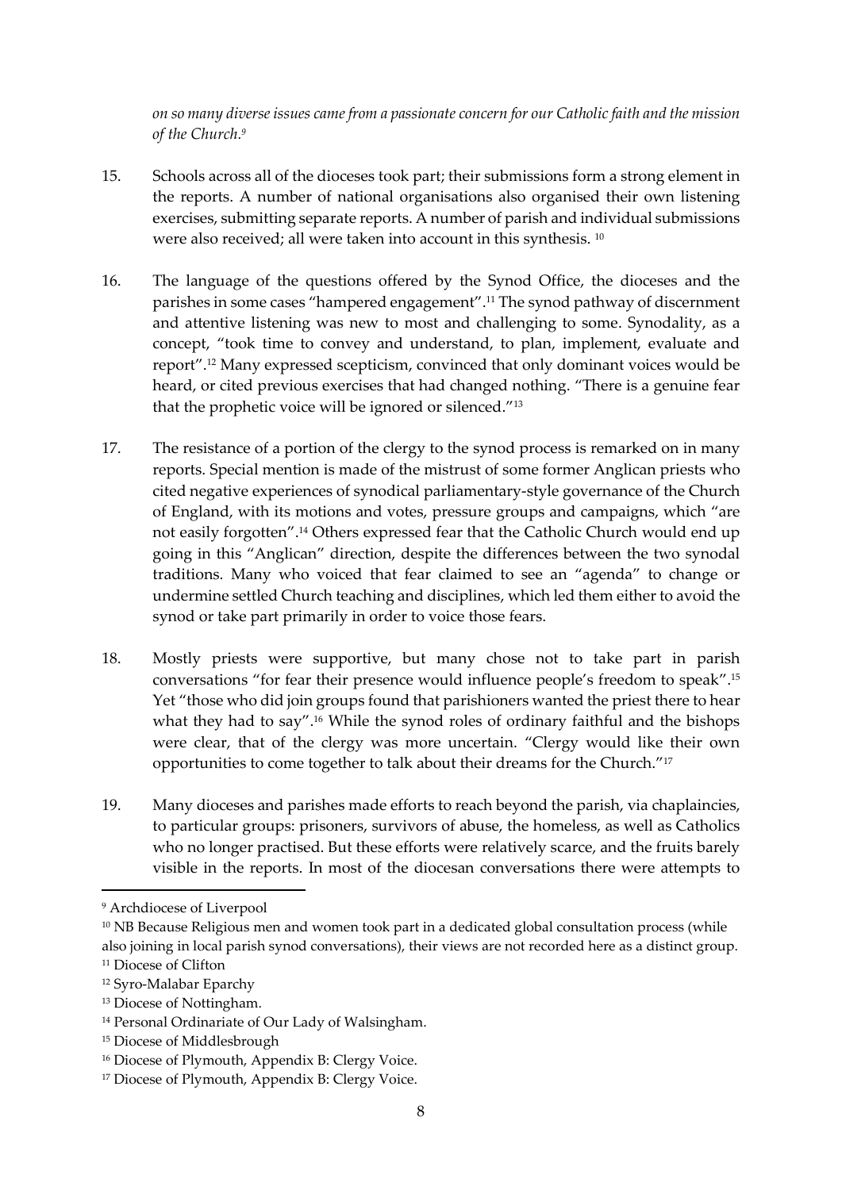*on so many diverse issues came from a passionate concern for our Catholic faith and the mission of the Church.*[9]

15. Schools across all of the dioceses took part; their submissions form a strong element in the reports. A number of national organisations also organised their own listening exercises, submitting separate reports. A number of parish and individual submissions were also received; all were taken into account in this synthesis. [10]

16. The language of the questions offered by the Synod Office, the dioceses and the parishes in some cases "hampered engagement".[11] The synod pathway of discernment and attentive listening was new to most and challenging to some. Synodality, as a concept, "took time to convey and understand, to plan, implement, evaluate and report".[12] Many expressed scepticism, convinced that only dominant voices would be heard, or cited previous exercises that had changed nothing. "There is a genuine fear that the prophetic voice will be ignored or silenced."[13]

17. The resistance of a portion of the clergy to the synod process is remarked on in many reports. Special mention is made of the mistrust of some former Anglican priests who cited negative experiences of synodical parliamentary-style governance of the Church of England, with its motions and votes, pressure groups and campaigns, which "are not easily forgotten".[14] Others expressed fear that the Catholic Church would end up going in this "Anglican" direction, despite the differences between the two synodal traditions. Many who voiced that fear claimed to see an "agenda" to change or undermine settled Church teaching and disciplines, which led them either to avoid the synod or take part primarily in order to voice those fears.

18. Mostly priests were supportive, but many chose not to take part in parish conversations "for fear their presence would influence people's freedom to speak".[15] Yet "those who did join groups found that parishioners wanted the priest there to hear what they had to say".[16] While the synod roles of ordinary faithful and the bishops were clear, that of the clergy was more uncertain. "Clergy would like their own opportunities to come together to talk about their dreams for the Church."[17]

19. Many dioceses and parishes made efforts to reach beyond the parish, via chaplaincies, to particular groups: prisoners, survivors of abuse, the homeless, as well as Catholics who no longer practised. But these efforts were relatively scarce, and the fruits barely visible in the reports. In most of the diocesan conversations there were attempts to

---

[9] Archdiocese of Liverpool

[10] NB Because Religious men and women took part in a dedicated global consultation process (while also joining in local parish synod conversations), their views are not recorded here as a distinct group.

[11] Diocese of Clifton

[12] Syro-Malabar Eparchy

[13] Diocese of Nottingham.

[14] Personal Ordinariate of Our Lady of Walsingham.

[15] Diocese of Middlesbrough

[16] Diocese of Plymouth, Appendix B: Clergy Voice.

[17] Diocese of Plymouth, Appendix B: Clergy Voice.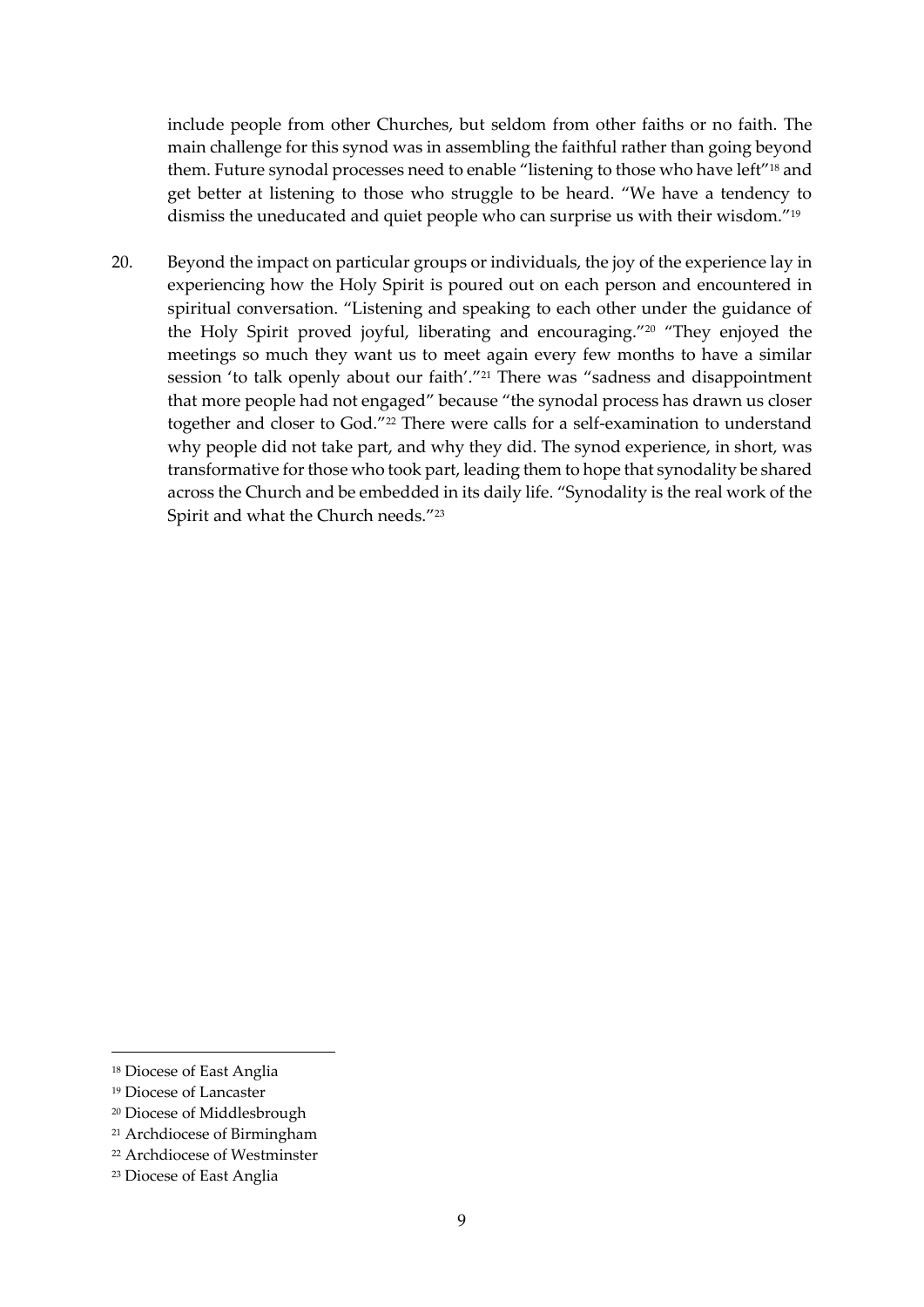include people from other Churches, but seldom from other faiths or no faith. The main challenge for this synod was in assembling the faithful rather than going beyond them. Future synodal processes need to enable "listening to those who have left"[18] and get better at listening to those who struggle to be heard. "We have a tendency to dismiss the uneducated and quiet people who can surprise us with their wisdom."[19]

20. Beyond the impact on particular groups or individuals, the joy of the experience lay in experiencing how the Holy Spirit is poured out on each person and encountered in spiritual conversation. "Listening and speaking to each other under the guidance of the Holy Spirit proved joyful, liberating and encouraging."[20] "They enjoyed the meetings so much they want us to meet again every few months to have a similar session 'to talk openly about our faith'."[21] There was "sadness and disappointment that more people had not engaged" because "the synodal process has drawn us closer together and closer to God."[22] There were calls for a self-examination to understand why people did not take part, and why they did. The synod experience, in short, was transformative for those who took part, leading them to hope that synodality be shared across the Church and be embedded in its daily life. "Synodality is the real work of the Spirit and what the Church needs."[23]

---

[18] Diocese of East Anglia

[19] Diocese of Lancaster

[20] Diocese of Middlesbrough

[21] Archdiocese of Birmingham

[22] Archdiocese of Westminster

[23] Diocese of East Anglia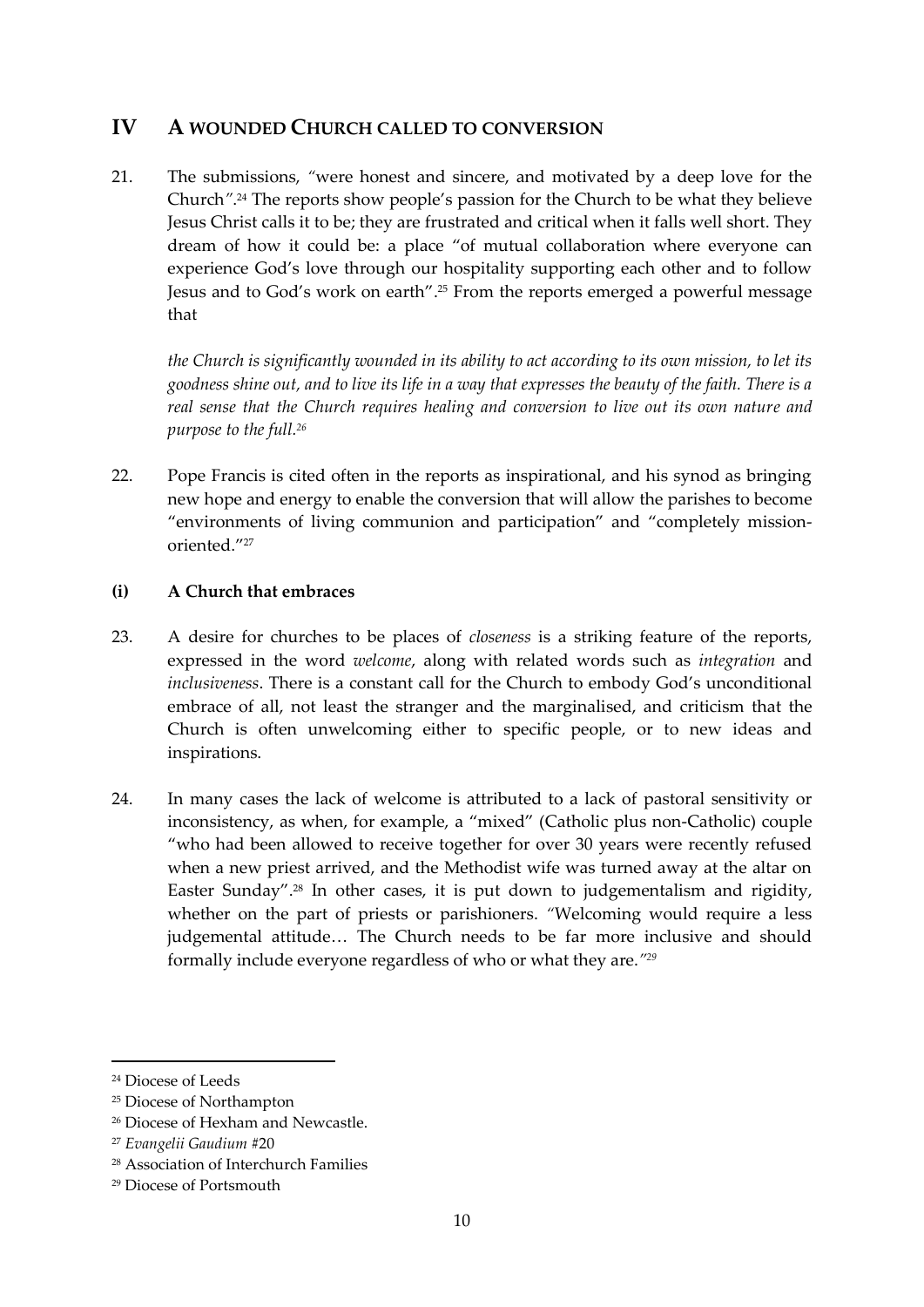## IV A WOUNDED CHURCH CALLED TO CONVERSION

21. The submissions, "were honest and sincere, and motivated by a deep love for the Church".[24] The reports show people's passion for the Church to be what they believe Jesus Christ calls it to be; they are frustrated and critical when it falls well short. They dream of how it could be: a place "of mutual collaboration where everyone can experience God's love through our hospitality supporting each other and to follow Jesus and to God's work on earth".[25] From the reports emerged a powerful message that

> *the Church is significantly wounded in its ability to act according to its own mission, to let its goodness shine out, and to live its life in a way that expresses the beauty of the faith. There is a real sense that the Church requires healing and conversion to live out its own nature and purpose to the full.*[26]

22. Pope Francis is cited often in the reports as inspirational, and his synod as bringing new hope and energy to enable the conversion that will allow the parishes to become "environments of living communion and participation" and "completely mission-oriented."[27]

### (i) A Church that embraces

23. A desire for churches to be places of *closeness* is a striking feature of the reports, expressed in the word *welcome*, along with related words such as *integration* and *inclusiveness*. There is a constant call for the Church to embody God's unconditional embrace of all, not least the stranger and the marginalised, and criticism that the Church is often unwelcoming either to specific people, or to new ideas and inspirations.

24. In many cases the lack of welcome is attributed to a lack of pastoral sensitivity or inconsistency, as when, for example, a "mixed" (Catholic plus non-Catholic) couple "who had been allowed to receive together for over 30 years were recently refused when a new priest arrived, and the Methodist wife was turned away at the altar on Easter Sunday".[28] In other cases, it is put down to judgementalism and rigidity, whether on the part of priests or parishioners. "Welcoming would require a less judgemental attitude… The Church needs to be far more inclusive and should formally include everyone regardless of who or what they are."[29]

---

[24] Diocese of Leeds

[25] Diocese of Northampton

[26] Diocese of Hexham and Newcastle.

[27] *Evangelii Gaudium* #20

[28] Association of Interchurch Families

[29] Diocese of Portsmouth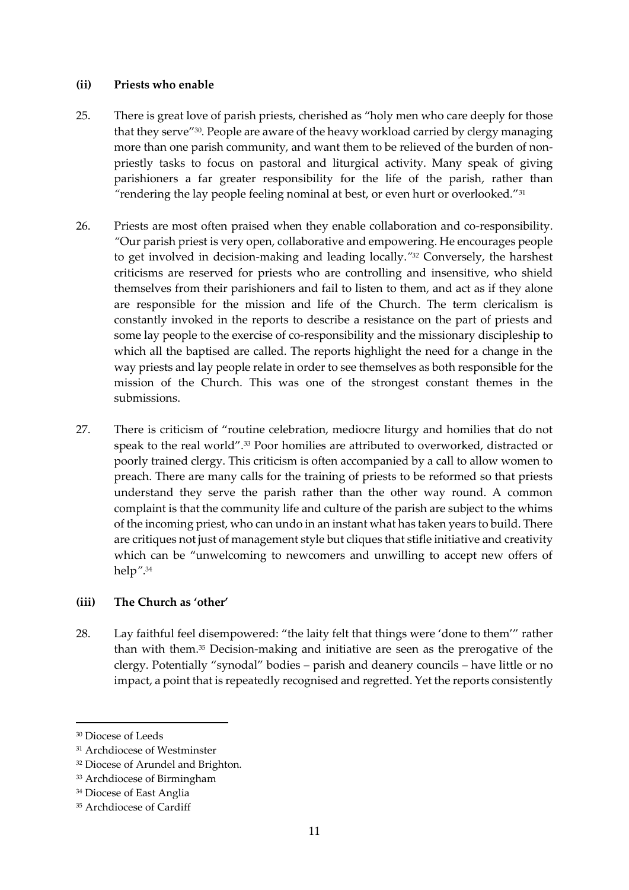### (ii) Priests who enable

25. There is great love of parish priests, cherished as "holy men who care deeply for those that they serve"[30]. People are aware of the heavy workload carried by clergy managing more than one parish community, and want them to be relieved of the burden of non-priestly tasks to focus on pastoral and liturgical activity. Many speak of giving parishioners a far greater responsibility for the life of the parish, rather than "rendering the lay people feeling nominal at best, or even hurt or overlooked."[31]

26. Priests are most often praised when they enable collaboration and co-responsibility. "Our parish priest is very open, collaborative and empowering. He encourages people to get involved in decision-making and leading locally."[32] Conversely, the harshest criticisms are reserved for priests who are controlling and insensitive, who shield themselves from their parishioners and fail to listen to them, and act as if they alone are responsible for the mission and life of the Church. The term clericalism is constantly invoked in the reports to describe a resistance on the part of priests and some lay people to the exercise of co-responsibility and the missionary discipleship to which all the baptised are called. The reports highlight the need for a change in the way priests and lay people relate in order to see themselves as both responsible for the mission of the Church. This was one of the strongest constant themes in the submissions.

27. There is criticism of "routine celebration, mediocre liturgy and homilies that do not speak to the real world".[33] Poor homilies are attributed to overworked, distracted or poorly trained clergy. This criticism is often accompanied by a call to allow women to preach. There are many calls for the training of priests to be reformed so that priests understand they serve the parish rather than the other way round. A common complaint is that the community life and culture of the parish are subject to the whims of the incoming priest, who can undo in an instant what has taken years to build. There are critiques not just of management style but cliques that stifle initiative and creativity which can be "unwelcoming to newcomers and unwilling to accept new offers of help".[34]

### (iii) The Church as 'other'

28. Lay faithful feel disempowered: "the laity felt that things were 'done to them'" rather than with them.[35] Decision-making and initiative are seen as the prerogative of the clergy. Potentially "synodal" bodies – parish and deanery councils – have little or no impact, a point that is repeatedly recognised and regretted. Yet the reports consistently

---

[30] Diocese of Leeds

[31] Archdiocese of Westminster

[32] Diocese of Arundel and Brighton.

[33] Archdiocese of Birmingham

[34] Diocese of East Anglia

[35] Archdiocese of Cardiff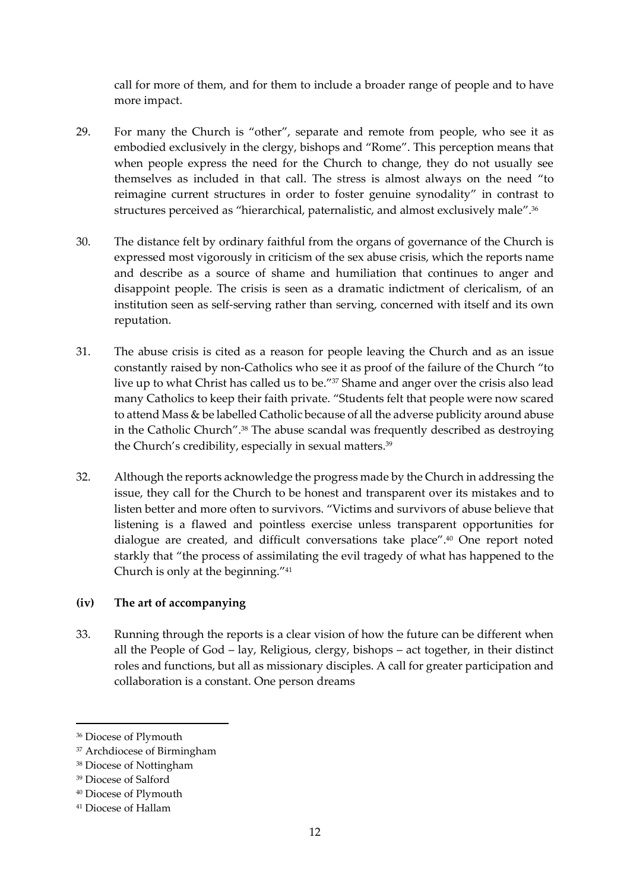call for more of them, and for them to include a broader range of people and to have more impact.

29. For many the Church is "other", separate and remote from people, who see it as embodied exclusively in the clergy, bishops and "Rome". This perception means that when people express the need for the Church to change, they do not usually see themselves as included in that call. The stress is almost always on the need "to reimagine current structures in order to foster genuine synodality" in contrast to structures perceived as "hierarchical, paternalistic, and almost exclusively male".[36]

30. The distance felt by ordinary faithful from the organs of governance of the Church is expressed most vigorously in criticism of the sex abuse crisis, which the reports name and describe as a source of shame and humiliation that continues to anger and disappoint people. The crisis is seen as a dramatic indictment of clericalism, of an institution seen as self-serving rather than serving, concerned with itself and its own reputation.

31. The abuse crisis is cited as a reason for people leaving the Church and as an issue constantly raised by non-Catholics who see it as proof of the failure of the Church "to live up to what Christ has called us to be."[37] Shame and anger over the crisis also lead many Catholics to keep their faith private. "Students felt that people were now scared to attend Mass & be labelled Catholic because of all the adverse publicity around abuse in the Catholic Church".[38] The abuse scandal was frequently described as destroying the Church's credibility, especially in sexual matters.[39]

32. Although the reports acknowledge the progress made by the Church in addressing the issue, they call for the Church to be honest and transparent over its mistakes and to listen better and more often to survivors. "Victims and survivors of abuse believe that listening is a flawed and pointless exercise unless transparent opportunities for dialogue are created, and difficult conversations take place".[40] One report noted starkly that "the process of assimilating the evil tragedy of what has happened to the Church is only at the beginning."[41]

### (iv) The art of accompanying

33. Running through the reports is a clear vision of how the future can be different when all the People of God – lay, Religious, clergy, bishops – act together, in their distinct roles and functions, but all as missionary disciples. A call for greater participation and collaboration is a constant. One person dreams

---

[36] Diocese of Plymouth

[37] Archdiocese of Birmingham

[38] Diocese of Nottingham

[39] Diocese of Salford

[40] Diocese of Plymouth

[41] Diocese of Hallam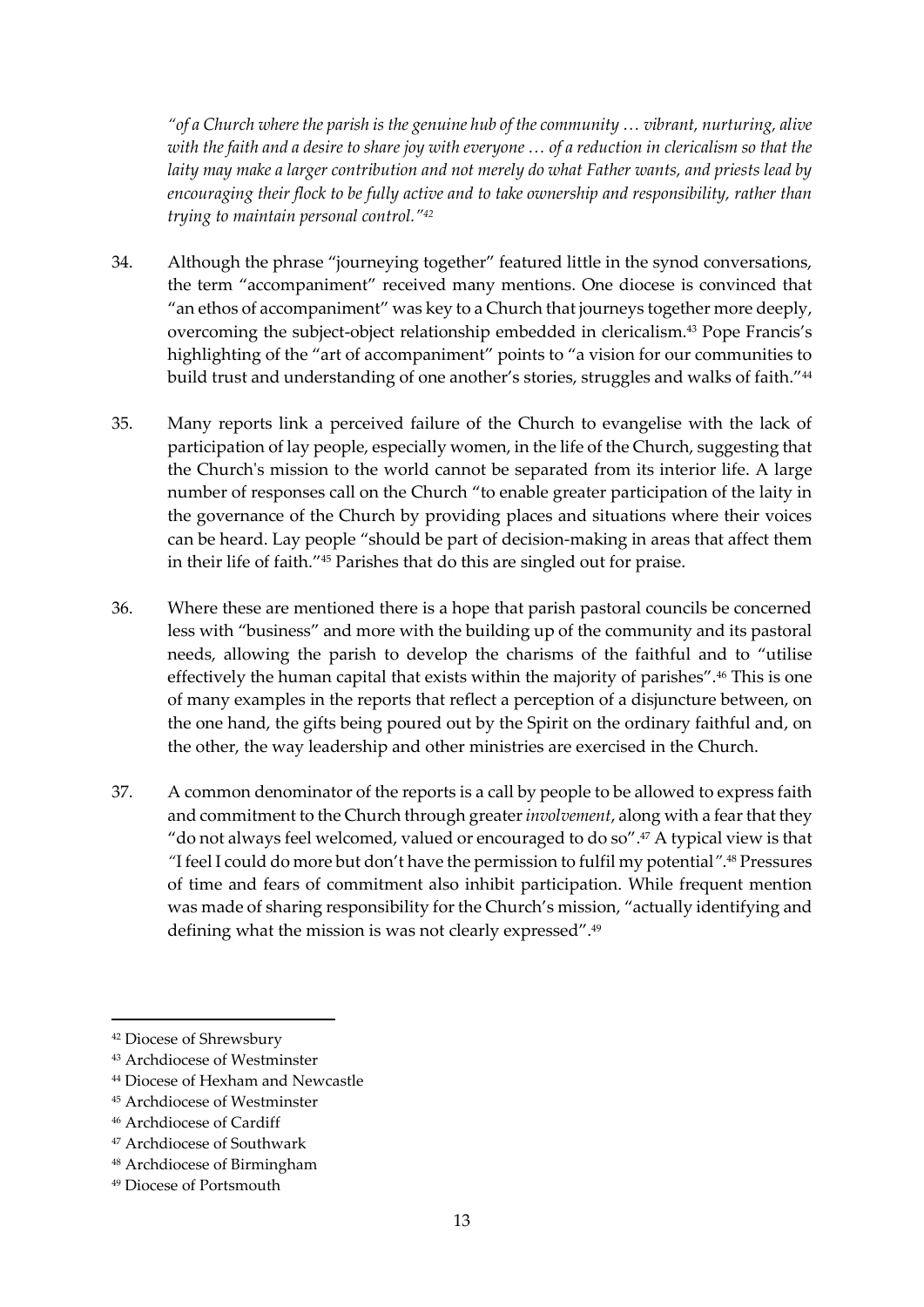*"of a Church where the parish is the genuine hub of the community … vibrant, nurturing, alive with the faith and a desire to share joy with everyone … of a reduction in clericalism so that the laity may make a larger contribution and not merely do what Father wants, and priests lead by encouraging their flock to be fully active and to take ownership and responsibility, rather than trying to maintain personal control."*[42]

34. Although the phrase "journeying together" featured little in the synod conversations, the term "accompaniment" received many mentions. One diocese is convinced that "an ethos of accompaniment" was key to a Church that journeys together more deeply, overcoming the subject-object relationship embedded in clericalism.[43] Pope Francis's highlighting of the "art of accompaniment" points to "a vision for our communities to build trust and understanding of one another's stories, struggles and walks of faith."[44]

35. Many reports link a perceived failure of the Church to evangelise with the lack of participation of lay people, especially women, in the life of the Church, suggesting that the Church's mission to the world cannot be separated from its interior life. A large number of responses call on the Church "to enable greater participation of the laity in the governance of the Church by providing places and situations where their voices can be heard. Lay people "should be part of decision-making in areas that affect them in their life of faith."[45] Parishes that do this are singled out for praise.

36. Where these are mentioned there is a hope that parish pastoral councils be concerned less with "business" and more with the building up of the community and its pastoral needs, allowing the parish to develop the charisms of the faithful and to "utilise effectively the human capital that exists within the majority of parishes".[46] This is one of many examples in the reports that reflect a perception of a disjuncture between, on the one hand, the gifts being poured out by the Spirit on the ordinary faithful and, on the other, the way leadership and other ministries are exercised in the Church.

37. A common denominator of the reports is a call by people to be allowed to express faith and commitment to the Church through greater *involvement*, along with a fear that they "do not always feel welcomed, valued or encouraged to do so".[47] A typical view is that *"*I feel I could do more but don't have the permission to fulfil my potential*"*.[48] Pressures of time and fears of commitment also inhibit participation. While frequent mention was made of sharing responsibility for the Church's mission, "actually identifying and defining what the mission is was not clearly expressed".[49]

---

[42] Diocese of Shrewsbury

[43] Archdiocese of Westminster

[44] Diocese of Hexham and Newcastle

[45] Archdiocese of Westminster

[46] Archdiocese of Cardiff

[47] Archdiocese of Southwark

[48] Archdiocese of Birmingham

[49] Diocese of Portsmouth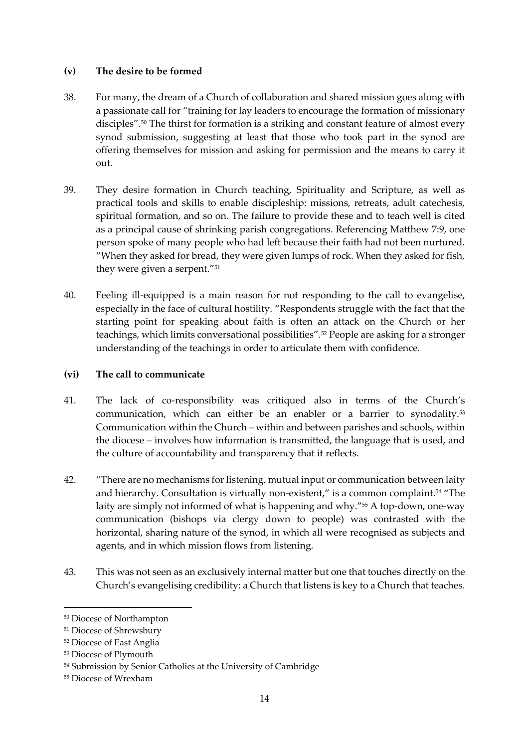### (v) The desire to be formed

38. For many, the dream of a Church of collaboration and shared mission goes along with a passionate call for "training for lay leaders to encourage the formation of missionary disciples".[50] The thirst for formation is a striking and constant feature of almost every synod submission, suggesting at least that those who took part in the synod are offering themselves for mission and asking for permission and the means to carry it out.

39. They desire formation in Church teaching, Spirituality and Scripture, as well as practical tools and skills to enable discipleship: missions, retreats, adult catechesis, spiritual formation, and so on. The failure to provide these and to teach well is cited as a principal cause of shrinking parish congregations. Referencing Matthew 7:9, one person spoke of many people who had left because their faith had not been nurtured. "When they asked for bread, they were given lumps of rock. When they asked for fish, they were given a serpent."[51]

40. Feeling ill-equipped is a main reason for not responding to the call to evangelise, especially in the face of cultural hostility. "Respondents struggle with the fact that the starting point for speaking about faith is often an attack on the Church or her teachings, which limits conversational possibilities".[52] People are asking for a stronger understanding of the teachings in order to articulate them with confidence.

### (vi) The call to communicate

41. The lack of co-responsibility was critiqued also in terms of the Church's communication, which can either be an enabler or a barrier to synodality.[53] Communication within the Church – within and between parishes and schools, within the diocese – involves how information is transmitted, the language that is used, and the culture of accountability and transparency that it reflects.

42. "There are no mechanisms for listening, mutual input or communication between laity and hierarchy. Consultation is virtually non-existent," is a common complaint.[54] "The laity are simply not informed of what is happening and why."[55] A top-down, one-way communication (bishops via clergy down to people) was contrasted with the horizontal, sharing nature of the synod, in which all were recognised as subjects and agents, and in which mission flows from listening.

43. This was not seen as an exclusively internal matter but one that touches directly on the Church's evangelising credibility: a Church that listens is key to a Church that teaches.

---

[50] Diocese of Northampton

[51] Diocese of Shrewsbury

[52] Diocese of East Anglia

[53] Diocese of Plymouth

[54] Submission by Senior Catholics at the University of Cambridge

[55] Diocese of Wrexham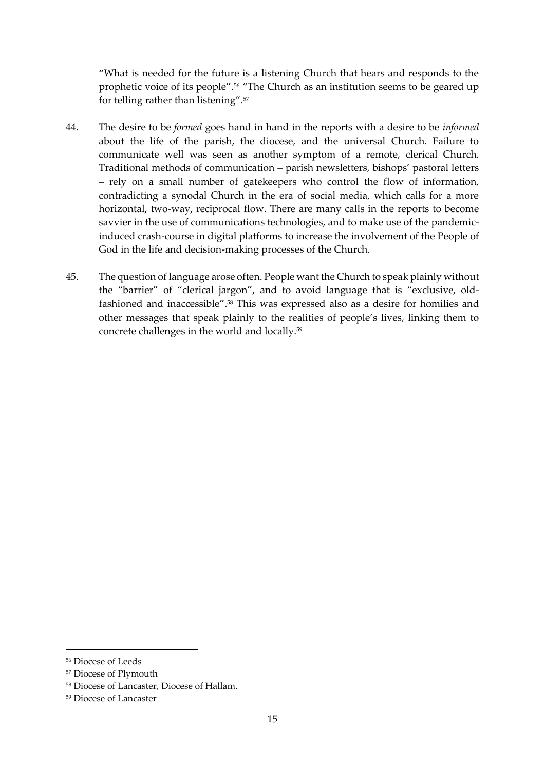"What is needed for the future is a listening Church that hears and responds to the prophetic voice of its people".[56] "The Church as an institution seems to be geared up for telling rather than listening".[57]

44. The desire to be *formed* goes hand in hand in the reports with a desire to be *informed* about the life of the parish, the diocese, and the universal Church. Failure to communicate well was seen as another symptom of a remote, clerical Church. Traditional methods of communication – parish newsletters, bishops' pastoral letters – rely on a small number of gatekeepers who control the flow of information, contradicting a synodal Church in the era of social media, which calls for a more horizontal, two-way, reciprocal flow. There are many calls in the reports to become savvier in the use of communications technologies, and to make use of the pandemic-induced crash-course in digital platforms to increase the involvement of the People of God in the life and decision-making processes of the Church.

45. The question of language arose often. People want the Church to speak plainly without the "barrier" of "clerical jargon", and to avoid language that is "exclusive, old-fashioned and inaccessible".[58] This was expressed also as a desire for homilies and other messages that speak plainly to the realities of people's lives, linking them to concrete challenges in the world and locally.[59]

---

[56] Diocese of Leeds

[57] Diocese of Plymouth

[58] Diocese of Lancaster, Diocese of Hallam.

[59] Diocese of Lancaster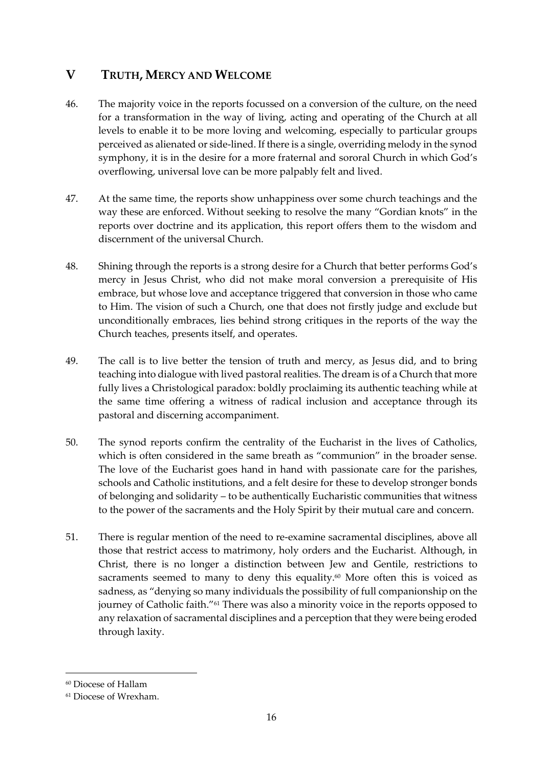## V TRUTH, MERCY AND WELCOME

46. The majority voice in the reports focussed on a conversion of the culture, on the need for a transformation in the way of living, acting and operating of the Church at all levels to enable it to be more loving and welcoming, especially to particular groups perceived as alienated or side-lined. If there is a single, overriding melody in the synod symphony, it is in the desire for a more fraternal and sororal Church in which God's overflowing, universal love can be more palpably felt and lived.

47. At the same time, the reports show unhappiness over some church teachings and the way these are enforced. Without seeking to resolve the many "Gordian knots" in the reports over doctrine and its application, this report offers them to the wisdom and discernment of the universal Church.

48. Shining through the reports is a strong desire for a Church that better performs God's mercy in Jesus Christ, who did not make moral conversion a prerequisite of His embrace, but whose love and acceptance triggered that conversion in those who came to Him. The vision of such a Church, one that does not firstly judge and exclude but unconditionally embraces, lies behind strong critiques in the reports of the way the Church teaches, presents itself, and operates.

49. The call is to live better the tension of truth and mercy, as Jesus did, and to bring teaching into dialogue with lived pastoral realities. The dream is of a Church that more fully lives a Christological paradox: boldly proclaiming its authentic teaching while at the same time offering a witness of radical inclusion and acceptance through its pastoral and discerning accompaniment.

50. The synod reports confirm the centrality of the Eucharist in the lives of Catholics, which is often considered in the same breath as "communion" in the broader sense. The love of the Eucharist goes hand in hand with passionate care for the parishes, schools and Catholic institutions, and a felt desire for these to develop stronger bonds of belonging and solidarity – to be authentically Eucharistic communities that witness to the power of the sacraments and the Holy Spirit by their mutual care and concern.

51. There is regular mention of the need to re-examine sacramental disciplines, above all those that restrict access to matrimony, holy orders and the Eucharist. Although, in Christ, there is no longer a distinction between Jew and Gentile, restrictions to sacraments seemed to many to deny this equality.[60] More often this is voiced as sadness, as "denying so many individuals the possibility of full companionship on the journey of Catholic faith."[61] There was also a minority voice in the reports opposed to any relaxation of sacramental disciplines and a perception that they were being eroded through laxity.

---

[60] Diocese of Hallam

[61] Diocese of Wrexham.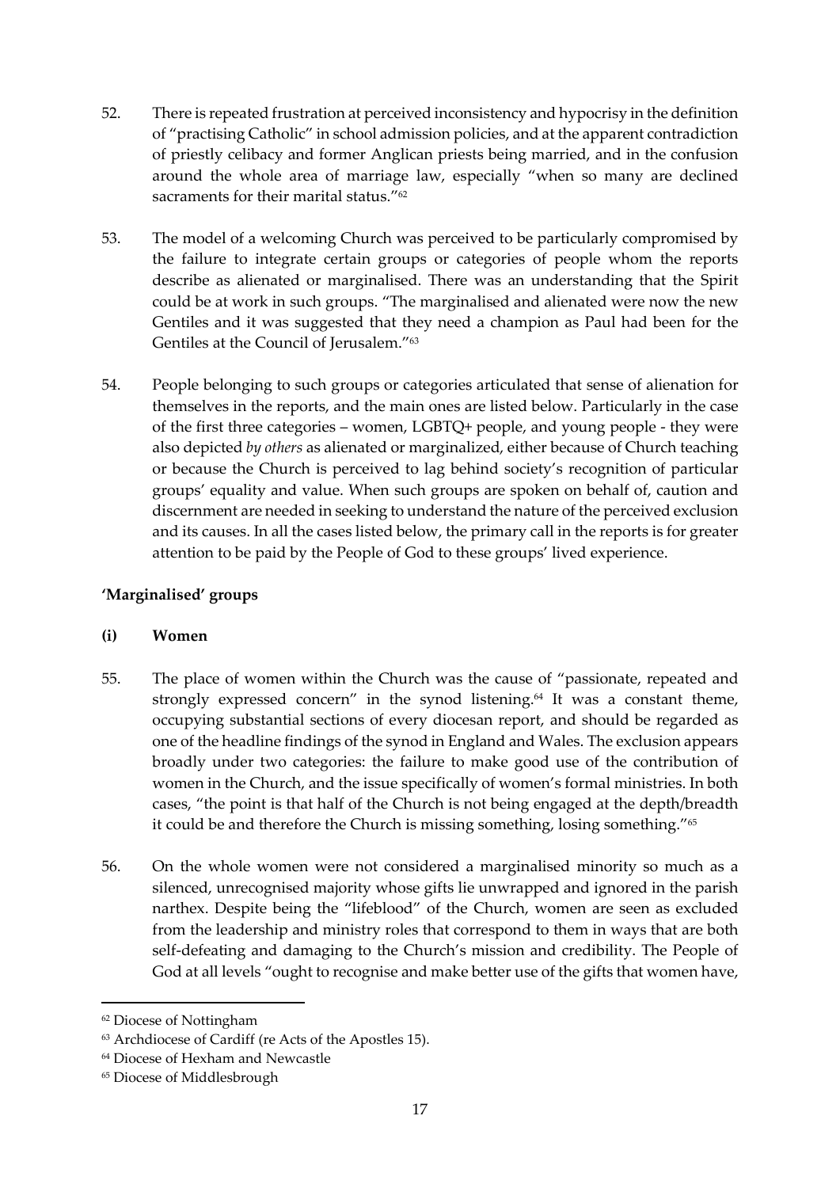52. There is repeated frustration at perceived inconsistency and hypocrisy in the definition of "practising Catholic" in school admission policies, and at the apparent contradiction of priestly celibacy and former Anglican priests being married, and in the confusion around the whole area of marriage law, especially "when so many are declined sacraments for their marital status."[62]

53. The model of a welcoming Church was perceived to be particularly compromised by the failure to integrate certain groups or categories of people whom the reports describe as alienated or marginalised. There was an understanding that the Spirit could be at work in such groups. "The marginalised and alienated were now the new Gentiles and it was suggested that they need a champion as Paul had been for the Gentiles at the Council of Jerusalem."[63]

54. People belonging to such groups or categories articulated that sense of alienation for themselves in the reports, and the main ones are listed below. Particularly in the case of the first three categories – women, LGBTQ+ people, and young people - they were also depicted *by others* as alienated or marginalized, either because of Church teaching or because the Church is perceived to lag behind society's recognition of particular groups' equality and value. When such groups are spoken on behalf of, caution and discernment are needed in seeking to understand the nature of the perceived exclusion and its causes. In all the cases listed below, the primary call in the reports is for greater attention to be paid by the People of God to these groups' lived experience.

### 'Marginalised' groups

#### (i) Women

55. The place of women within the Church was the cause of "passionate, repeated and strongly expressed concern" in the synod listening.[64] It was a constant theme, occupying substantial sections of every diocesan report, and should be regarded as one of the headline findings of the synod in England and Wales. The exclusion appears broadly under two categories: the failure to make good use of the contribution of women in the Church, and the issue specifically of women's formal ministries. In both cases, "the point is that half of the Church is not being engaged at the depth/breadth it could be and therefore the Church is missing something, losing something."[65]

56. On the whole women were not considered a marginalised minority so much as a silenced, unrecognised majority whose gifts lie unwrapped and ignored in the parish narthex. Despite being the "lifeblood" of the Church, women are seen as excluded from the leadership and ministry roles that correspond to them in ways that are both self-defeating and damaging to the Church's mission and credibility. The People of God at all levels "ought to recognise and make better use of the gifts that women have,

---

[62] Diocese of Nottingham

[63] Archdiocese of Cardiff (re Acts of the Apostles 15).

[64] Diocese of Hexham and Newcastle

[65] Diocese of Middlesbrough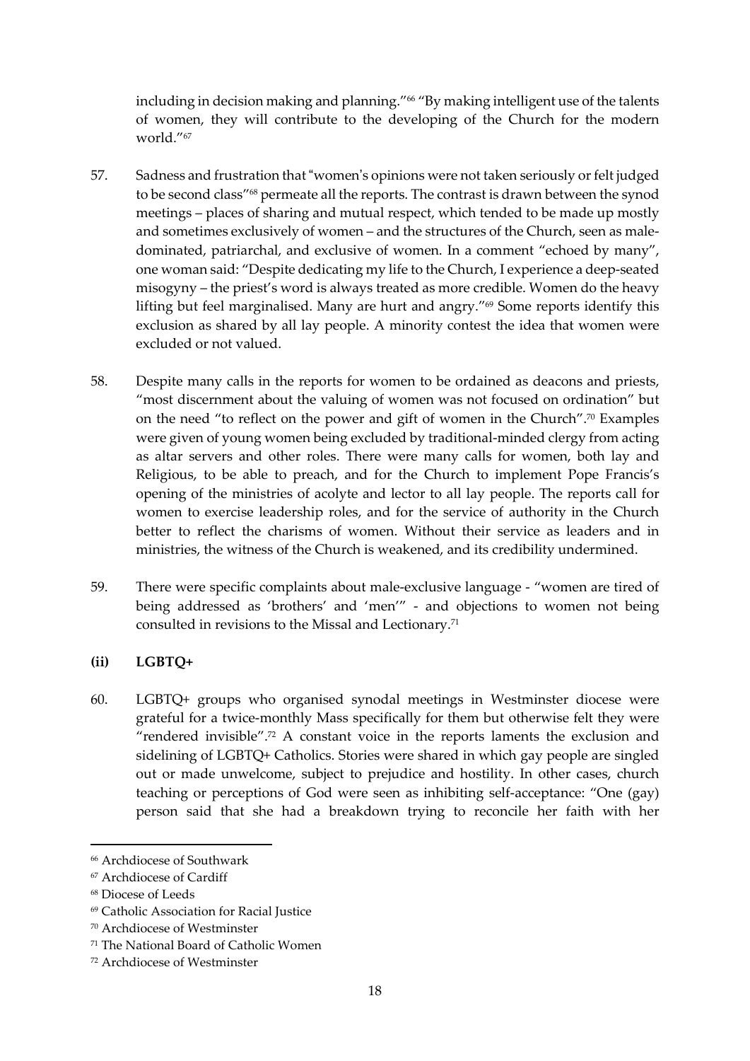including in decision making and planning."[66] "By making intelligent use of the talents of women, they will contribute to the developing of the Church for the modern world."[67]

57. Sadness and frustration that "women's opinions were not taken seriously or felt judged to be second class"[68] permeate all the reports. The contrast is drawn between the synod meetings – places of sharing and mutual respect, which tended to be made up mostly and sometimes exclusively of women – and the structures of the Church, seen as male-dominated, patriarchal, and exclusive of women. In a comment "echoed by many", one woman said: "Despite dedicating my life to the Church, I experience a deep-seated misogyny – the priest's word is always treated as more credible. Women do the heavy lifting but feel marginalised. Many are hurt and angry."[69] Some reports identify this exclusion as shared by all lay people. A minority contest the idea that women were excluded or not valued.

58. Despite many calls in the reports for women to be ordained as deacons and priests, "most discernment about the valuing of women was not focused on ordination" but on the need "to reflect on the power and gift of women in the Church".[70] Examples were given of young women being excluded by traditional-minded clergy from acting as altar servers and other roles. There were many calls for women, both lay and Religious, to be able to preach, and for the Church to implement Pope Francis's opening of the ministries of acolyte and lector to all lay people. The reports call for women to exercise leadership roles, and for the service of authority in the Church better to reflect the charisms of women. Without their service as leaders and in ministries, the witness of the Church is weakened, and its credibility undermined.

59. There were specific complaints about male-exclusive language - "women are tired of being addressed as 'brothers' and 'men'" - and objections to women not being consulted in revisions to the Missal and Lectionary.[71]

### (ii) LGBTQ+

60. LGBTQ+ groups who organised synodal meetings in Westminster diocese were grateful for a twice-monthly Mass specifically for them but otherwise felt they were "rendered invisible".[72] A constant voice in the reports laments the exclusion and sidelining of LGBTQ+ Catholics. Stories were shared in which gay people are singled out or made unwelcome, subject to prejudice and hostility. In other cases, church teaching or perceptions of God were seen as inhibiting self-acceptance: "One (gay) person said that she had a breakdown trying to reconcile her faith with her

---

[66] Archdiocese of Southwark
[67] Archdiocese of Cardiff
[68] Diocese of Leeds
[69] Catholic Association for Racial Justice
[70] Archdiocese of Westminster
[71] The National Board of Catholic Women
[72] Archdiocese of Westminster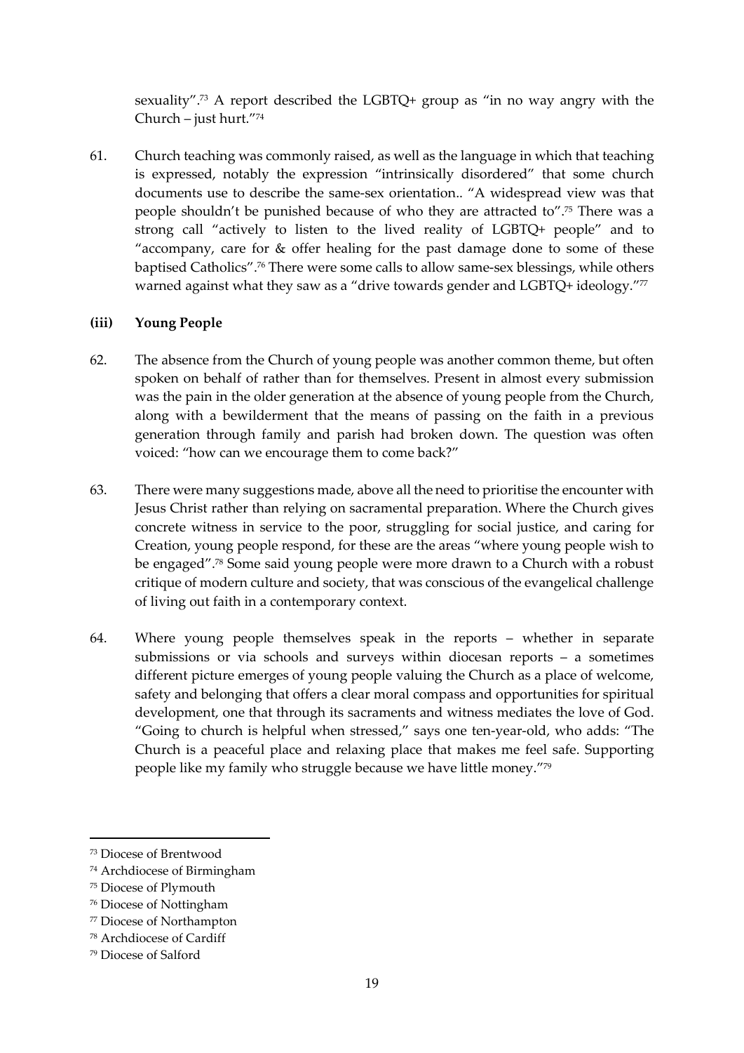sexuality".[73] A report described the LGBTQ+ group as "in no way angry with the Church – just hurt."[74]

61. Church teaching was commonly raised, as well as the language in which that teaching is expressed, notably the expression "intrinsically disordered" that some church documents use to describe the same-sex orientation.. "A widespread view was that people shouldn't be punished because of who they are attracted to".[75] There was a strong call "actively to listen to the lived reality of LGBTQ+ people" and to "accompany, care for & offer healing for the past damage done to some of these baptised Catholics".[76] There were some calls to allow same-sex blessings, while others warned against what they saw as a "drive towards gender and LGBTQ+ ideology."[77]

**(iii) Young People**

62. The absence from the Church of young people was another common theme, but often spoken on behalf of rather than for themselves. Present in almost every submission was the pain in the older generation at the absence of young people from the Church, along with a bewilderment that the means of passing on the faith in a previous generation through family and parish had broken down. The question was often voiced: "how can we encourage them to come back?"

63. There were many suggestions made, above all the need to prioritise the encounter with Jesus Christ rather than relying on sacramental preparation. Where the Church gives concrete witness in service to the poor, struggling for social justice, and caring for Creation, young people respond, for these are the areas "where young people wish to be engaged".[78] Some said young people were more drawn to a Church with a robust critique of modern culture and society, that was conscious of the evangelical challenge of living out faith in a contemporary context.

64. Where young people themselves speak in the reports – whether in separate submissions or via schools and surveys within diocesan reports – a sometimes different picture emerges of young people valuing the Church as a place of welcome, safety and belonging that offers a clear moral compass and opportunities for spiritual development, one that through its sacraments and witness mediates the love of God. "Going to church is helpful when stressed," says one ten-year-old, who adds: "The Church is a peaceful place and relaxing place that makes me feel safe. Supporting people like my family who struggle because we have little money."[79]

---

[73] Diocese of Brentwood

[74] Archdiocese of Birmingham

[75] Diocese of Plymouth

[76] Diocese of Nottingham

[77] Diocese of Northampton

[78] Archdiocese of Cardiff

[79] Diocese of Salford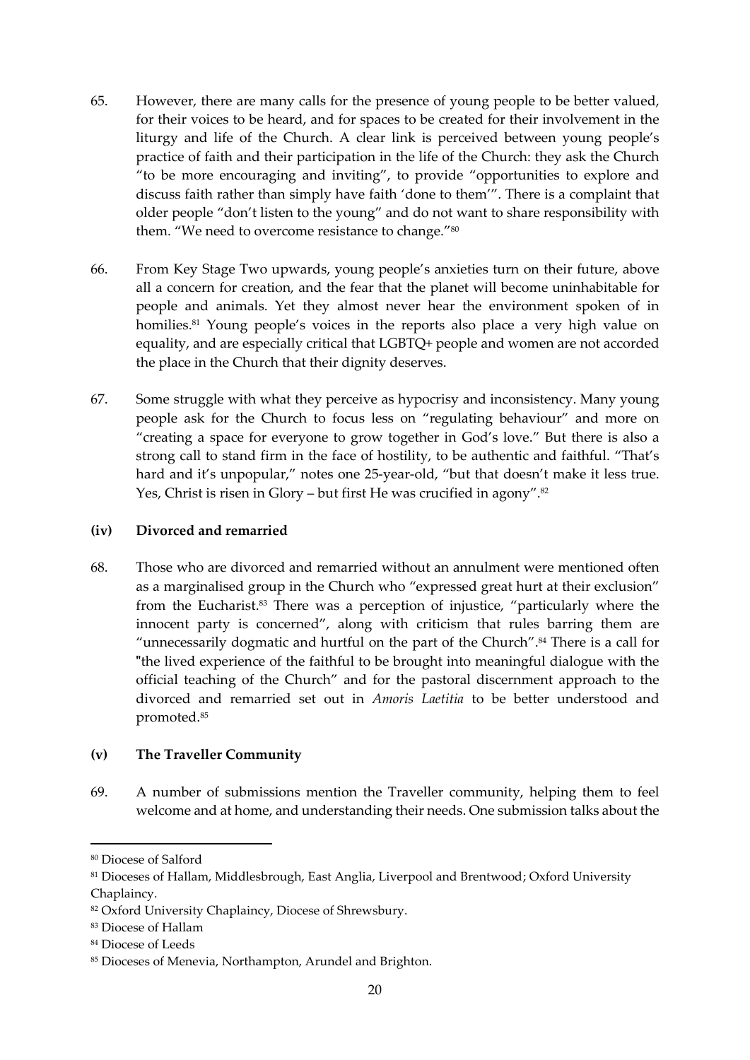65. However, there are many calls for the presence of young people to be better valued, for their voices to be heard, and for spaces to be created for their involvement in the liturgy and life of the Church. A clear link is perceived between young people's practice of faith and their participation in the life of the Church: they ask the Church "to be more encouraging and inviting", to provide "opportunities to explore and discuss faith rather than simply have faith 'done to them'". There is a complaint that older people "don't listen to the young" and do not want to share responsibility with them. "We need to overcome resistance to change."[80]

66. From Key Stage Two upwards, young people's anxieties turn on their future, above all a concern for creation, and the fear that the planet will become uninhabitable for people and animals. Yet they almost never hear the environment spoken of in homilies.[81] Young people's voices in the reports also place a very high value on equality, and are especially critical that LGBTQ+ people and women are not accorded the place in the Church that their dignity deserves.

67. Some struggle with what they perceive as hypocrisy and inconsistency. Many young people ask for the Church to focus less on "regulating behaviour" and more on "creating a space for everyone to grow together in God's love." But there is also a strong call to stand firm in the face of hostility, to be authentic and faithful. "That's hard and it's unpopular," notes one 25-year-old, "but that doesn't make it less true. Yes, Christ is risen in Glory – but first He was crucified in agony".[82]

### (iv) Divorced and remarried

68. Those who are divorced and remarried without an annulment were mentioned often as a marginalised group in the Church who "expressed great hurt at their exclusion" from the Eucharist.[83] There was a perception of injustice, "particularly where the innocent party is concerned", along with criticism that rules barring them are "unnecessarily dogmatic and hurtful on the part of the Church".[84] There is a call for "the lived experience of the faithful to be brought into meaningful dialogue with the official teaching of the Church" and for the pastoral discernment approach to the divorced and remarried set out in *Amoris Laetitia* to be better understood and promoted.[85]

### (v) The Traveller Community

69. A number of submissions mention the Traveller community, helping them to feel welcome and at home, and understanding their needs. One submission talks about the

---

[80] Diocese of Salford

[81] Dioceses of Hallam, Middlesbrough, East Anglia, Liverpool and Brentwood; Oxford University Chaplaincy.

[82] Oxford University Chaplaincy, Diocese of Shrewsbury.

[83] Diocese of Hallam

[84] Diocese of Leeds

[85] Dioceses of Menevia, Northampton, Arundel and Brighton.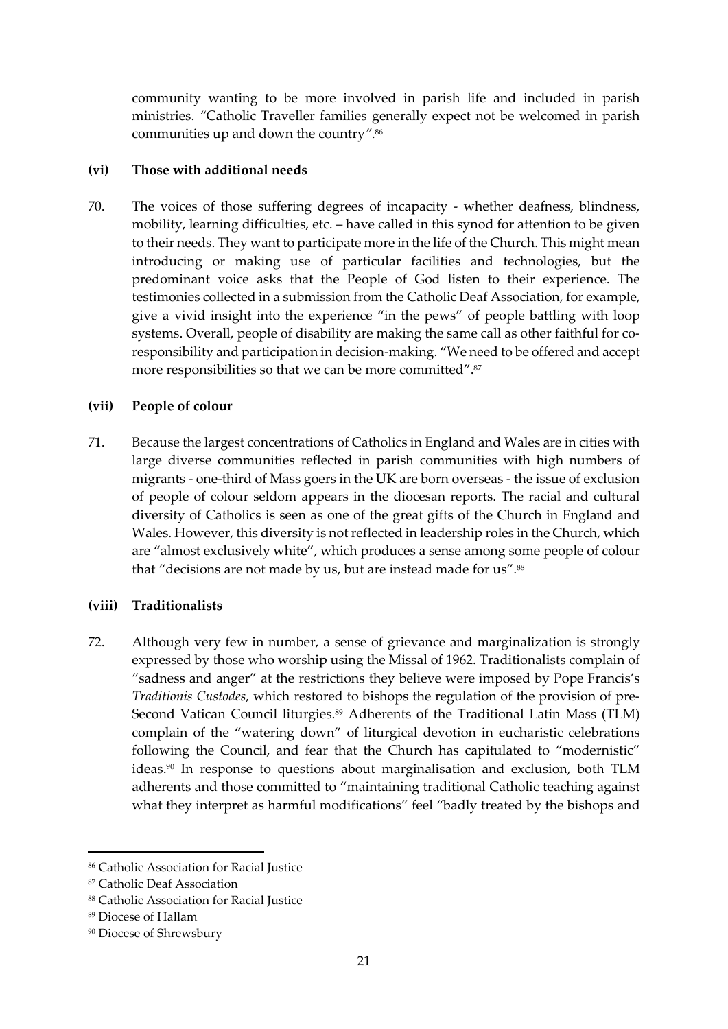community wanting to be more involved in parish life and included in parish ministries. *"Catholic Traveller families generally expect not be welcomed in parish communities up and down the country"*.[86]

**(vi) Those with additional needs**

70. The voices of those suffering degrees of incapacity - whether deafness, blindness, mobility, learning difficulties, etc. – have called in this synod for attention to be given to their needs. They want to participate more in the life of the Church. This might mean introducing or making use of particular facilities and technologies, but the predominant voice asks that the People of God listen to their experience. The testimonies collected in a submission from the Catholic Deaf Association, for example, give a vivid insight into the experience "in the pews" of people battling with loop systems. Overall, people of disability are making the same call as other faithful for co-responsibility and participation in decision-making. "We need to be offered and accept more responsibilities so that we can be more committed".[87]

**(vii) People of colour**

71. Because the largest concentrations of Catholics in England and Wales are in cities with large diverse communities reflected in parish communities with high numbers of migrants - one-third of Mass goers in the UK are born overseas - the issue of exclusion of people of colour seldom appears in the diocesan reports. The racial and cultural diversity of Catholics is seen as one of the great gifts of the Church in England and Wales. However, this diversity is not reflected in leadership roles in the Church, which are "almost exclusively white", which produces a sense among some people of colour that "decisions are not made by us, but are instead made for us".[88]

**(viii) Traditionalists**

72. Although very few in number, a sense of grievance and marginalization is strongly expressed by those who worship using the Missal of 1962. Traditionalists complain of "sadness and anger" at the restrictions they believe were imposed by Pope Francis's *Traditionis Custodes*, which restored to bishops the regulation of the provision of pre-Second Vatican Council liturgies.[89] Adherents of the Traditional Latin Mass (TLM) complain of the "watering down" of liturgical devotion in eucharistic celebrations following the Council, and fear that the Church has capitulated to "modernistic" ideas.[90] In response to questions about marginalisation and exclusion, both TLM adherents and those committed to "maintaining traditional Catholic teaching against what they interpret as harmful modifications" feel "badly treated by the bishops and

---

[86] Catholic Association for Racial Justice

[87] Catholic Deaf Association

[88] Catholic Association for Racial Justice

[89] Diocese of Hallam

[90] Diocese of Shrewsbury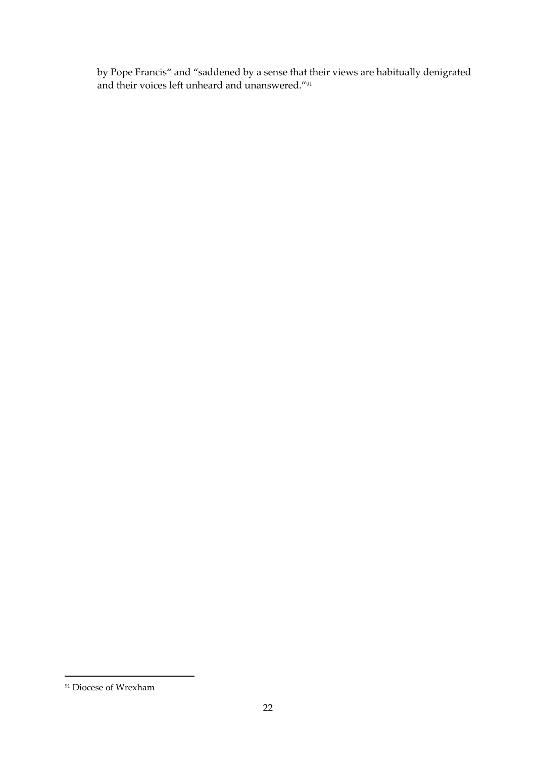by Pope Francis“ and “saddened by a sense that their views are habitually denigrated and their voices left unheard and unanswered.”[91]

[91] Diocese of Wrexham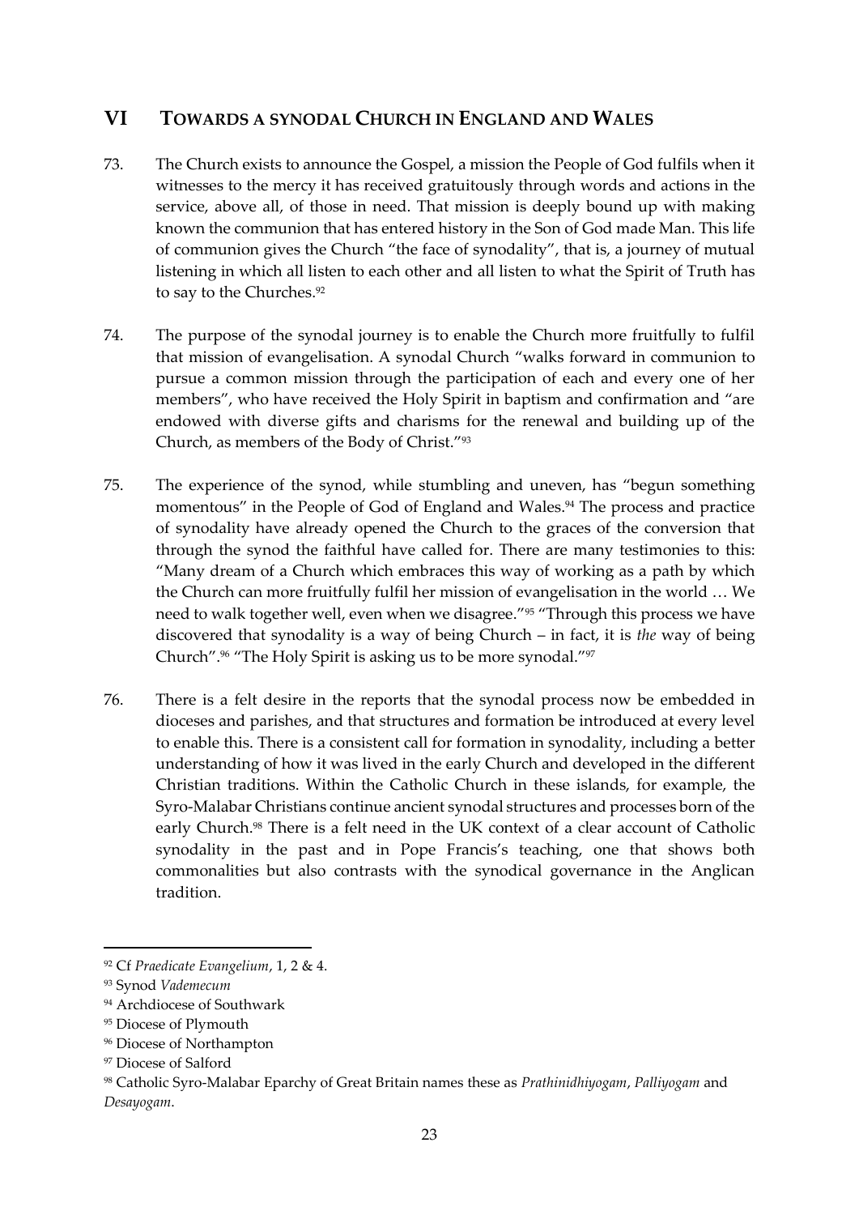## VI TOWARDS A SYNODAL CHURCH IN ENGLAND AND WALES

73. The Church exists to announce the Gospel, a mission the People of God fulfils when it witnesses to the mercy it has received gratuitously through words and actions in the service, above all, of those in need. That mission is deeply bound up with making known the communion that has entered history in the Son of God made Man. This life of communion gives the Church "the face of synodality", that is, a journey of mutual listening in which all listen to each other and all listen to what the Spirit of Truth has to say to the Churches.[92]

74. The purpose of the synodal journey is to enable the Church more fruitfully to fulfil that mission of evangelisation. A synodal Church "walks forward in communion to pursue a common mission through the participation of each and every one of her members", who have received the Holy Spirit in baptism and confirmation and "are endowed with diverse gifts and charisms for the renewal and building up of the Church, as members of the Body of Christ."[93]

75. The experience of the synod, while stumbling and uneven, has "begun something momentous" in the People of God of England and Wales.[94] The process and practice of synodality have already opened the Church to the graces of the conversion that through the synod the faithful have called for. There are many testimonies to this: "Many dream of a Church which embraces this way of working as a path by which the Church can more fruitfully fulfil her mission of evangelisation in the world … We need to walk together well, even when we disagree."[95] "Through this process we have discovered that synodality is a way of being Church – in fact, it is *the* way of being Church".[96] "The Holy Spirit is asking us to be more synodal."[97]

76. There is a felt desire in the reports that the synodal process now be embedded in dioceses and parishes, and that structures and formation be introduced at every level to enable this. There is a consistent call for formation in synodality, including a better understanding of how it was lived in the early Church and developed in the different Christian traditions. Within the Catholic Church in these islands, for example, the Syro-Malabar Christians continue ancient synodal structures and processes born of the early Church.[98] There is a felt need in the UK context of a clear account of Catholic synodality in the past and in Pope Francis's teaching, one that shows both commonalities but also contrasts with the synodical governance in the Anglican tradition.

---

[92] Cf *Praedicate Evangelium*, 1, 2 & 4.

[93] Synod *Vademecum*

[94] Archdiocese of Southwark

[95] Diocese of Plymouth

[96] Diocese of Northampton

[97] Diocese of Salford

[98] Catholic Syro-Malabar Eparchy of Great Britain names these as *Prathinidhiyogam*, *Palliyogam* and *Desayogam*.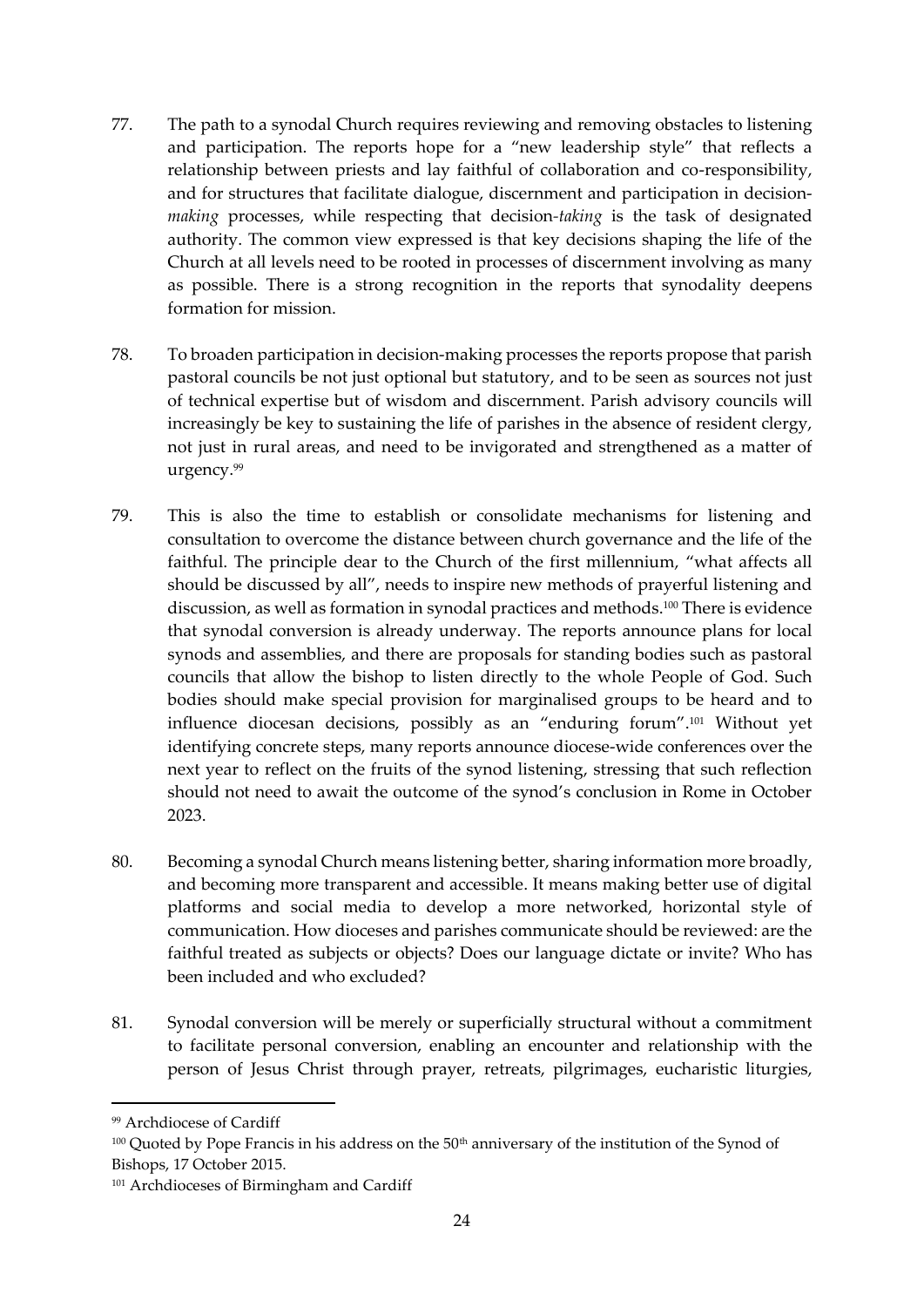77. The path to a synodal Church requires reviewing and removing obstacles to listening and participation. The reports hope for a "new leadership style" that reflects a relationship between priests and lay faithful of collaboration and co-responsibility, and for structures that facilitate dialogue, discernment and participation in decision-*making* processes, while respecting that decision-*taking* is the task of designated authority. The common view expressed is that key decisions shaping the life of the Church at all levels need to be rooted in processes of discernment involving as many as possible. There is a strong recognition in the reports that synodality deepens formation for mission.

78. To broaden participation in decision-making processes the reports propose that parish pastoral councils be not just optional but statutory, and to be seen as sources not just of technical expertise but of wisdom and discernment. Parish advisory councils will increasingly be key to sustaining the life of parishes in the absence of resident clergy, not just in rural areas, and need to be invigorated and strengthened as a matter of urgency.[99]

79. This is also the time to establish or consolidate mechanisms for listening and consultation to overcome the distance between church governance and the life of the faithful. The principle dear to the Church of the first millennium, "what affects all should be discussed by all", needs to inspire new methods of prayerful listening and discussion, as well as formation in synodal practices and methods.[100] There is evidence that synodal conversion is already underway. The reports announce plans for local synods and assemblies, and there are proposals for standing bodies such as pastoral councils that allow the bishop to listen directly to the whole People of God. Such bodies should make special provision for marginalised groups to be heard and to influence diocesan decisions, possibly as an "enduring forum".[101] Without yet identifying concrete steps, many reports announce diocese-wide conferences over the next year to reflect on the fruits of the synod listening, stressing that such reflection should not need to await the outcome of the synod's conclusion in Rome in October 2023.

80. Becoming a synodal Church means listening better, sharing information more broadly, and becoming more transparent and accessible. It means making better use of digital platforms and social media to develop a more networked, horizontal style of communication. How dioceses and parishes communicate should be reviewed: are the faithful treated as subjects or objects? Does our language dictate or invite? Who has been included and who excluded?

81. Synodal conversion will be merely or superficially structural without a commitment to facilitate personal conversion, enabling an encounter and relationship with the person of Jesus Christ through prayer, retreats, pilgrimages, eucharistic liturgies,

---

[99] Archdiocese of Cardiff

[100] Quoted by Pope Francis in his address on the 50th anniversary of the institution of the Synod of Bishops, 17 October 2015.

[101] Archdioceses of Birmingham and Cardiff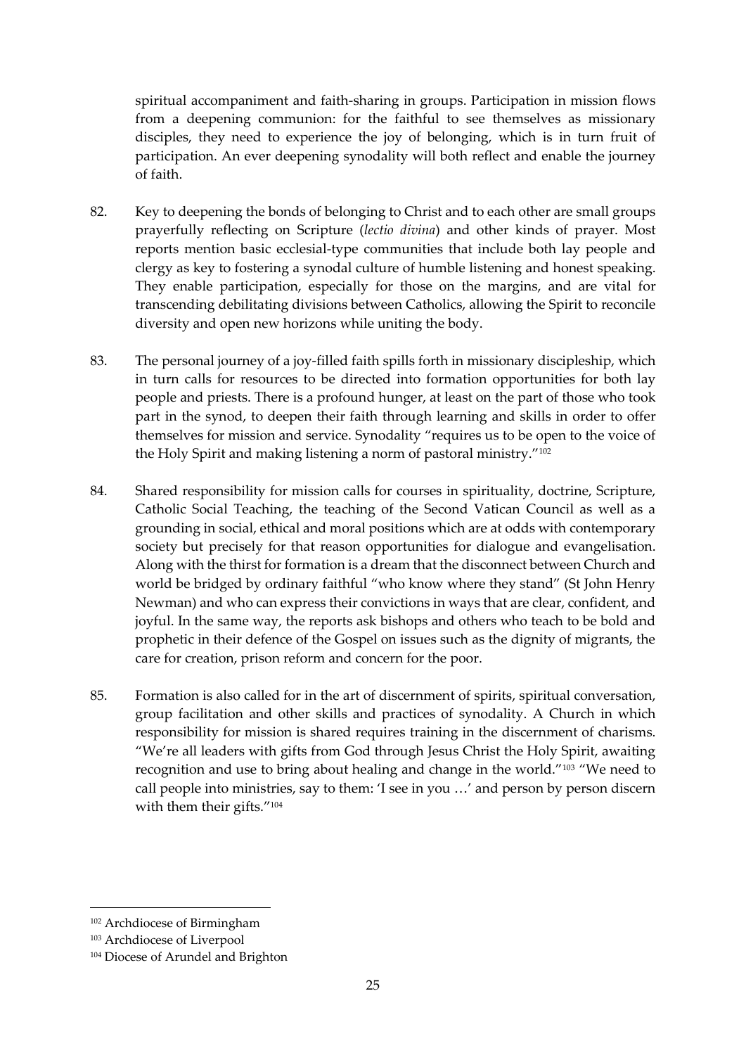spiritual accompaniment and faith-sharing in groups. Participation in mission flows from a deepening communion: for the faithful to see themselves as missionary disciples, they need to experience the joy of belonging, which is in turn fruit of participation. An ever deepening synodality will both reflect and enable the journey of faith.

82. Key to deepening the bonds of belonging to Christ and to each other are small groups prayerfully reflecting on Scripture (*lectio divina*) and other kinds of prayer. Most reports mention basic ecclesial-type communities that include both lay people and clergy as key to fostering a synodal culture of humble listening and honest speaking. They enable participation, especially for those on the margins, and are vital for transcending debilitating divisions between Catholics, allowing the Spirit to reconcile diversity and open new horizons while uniting the body.

83. The personal journey of a joy-filled faith spills forth in missionary discipleship, which in turn calls for resources to be directed into formation opportunities for both lay people and priests. There is a profound hunger, at least on the part of those who took part in the synod, to deepen their faith through learning and skills in order to offer themselves for mission and service. Synodality "requires us to be open to the voice of the Holy Spirit and making listening a norm of pastoral ministry."[102]

84. Shared responsibility for mission calls for courses in spirituality, doctrine, Scripture, Catholic Social Teaching, the teaching of the Second Vatican Council as well as a grounding in social, ethical and moral positions which are at odds with contemporary society but precisely for that reason opportunities for dialogue and evangelisation. Along with the thirst for formation is a dream that the disconnect between Church and world be bridged by ordinary faithful "who know where they stand" (St John Henry Newman) and who can express their convictions in ways that are clear, confident, and joyful. In the same way, the reports ask bishops and others who teach to be bold and prophetic in their defence of the Gospel on issues such as the dignity of migrants, the care for creation, prison reform and concern for the poor.

85. Formation is also called for in the art of discernment of spirits, spiritual conversation, group facilitation and other skills and practices of synodality. A Church in which responsibility for mission is shared requires training in the discernment of charisms. "We're all leaders with gifts from God through Jesus Christ the Holy Spirit, awaiting recognition and use to bring about healing and change in the world."[103] "We need to call people into ministries, say to them: 'I see in you …' and person by person discern with them their gifts."[104]

---

[102] Archdiocese of Birmingham

[103] Archdiocese of Liverpool

[104] Diocese of Arundel and Brighton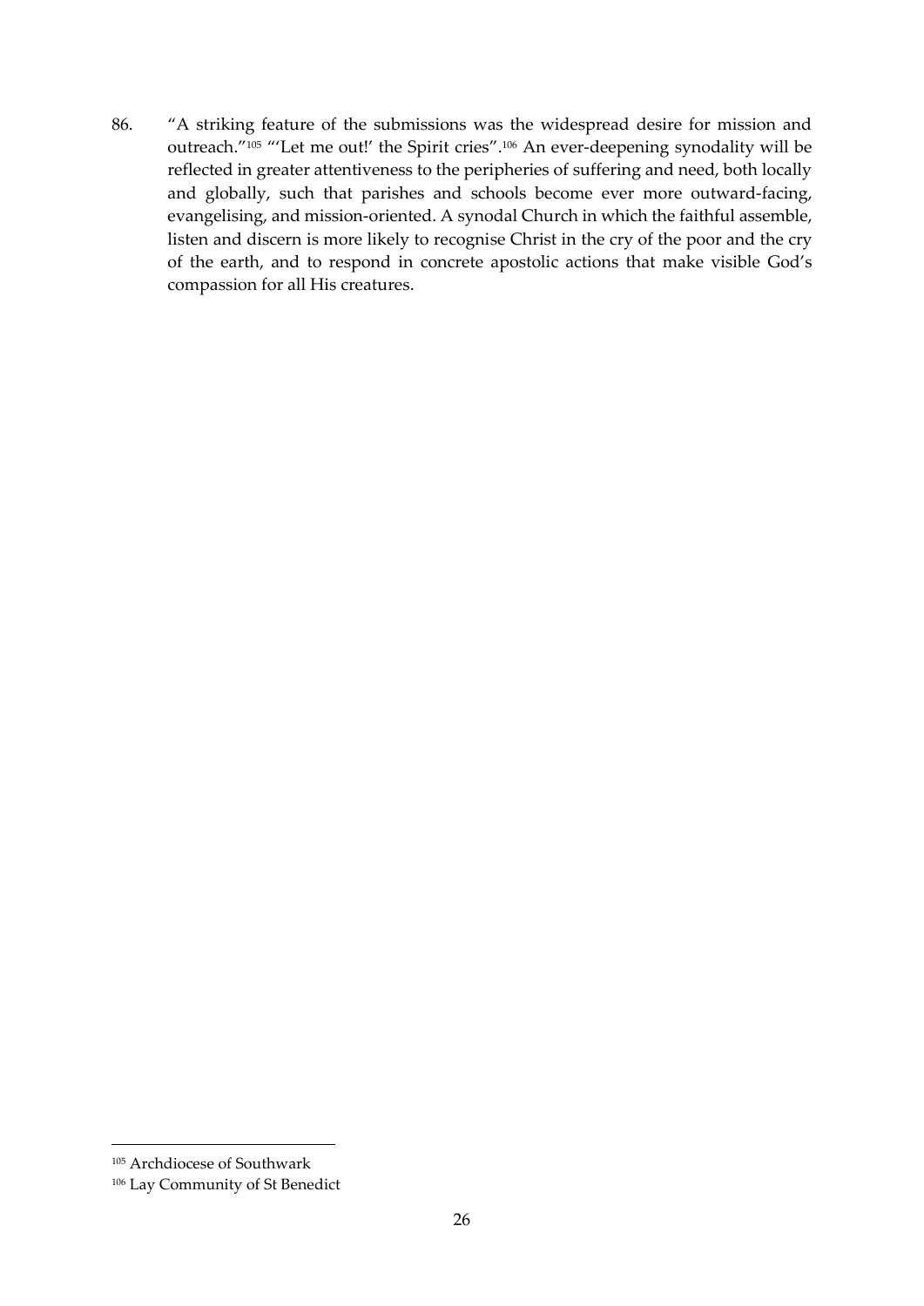86. "A striking feature of the submissions was the widespread desire for mission and outreach."[105] "'Let me out!' the Spirit cries".[106] An ever-deepening synodality will be reflected in greater attentiveness to the peripheries of suffering and need, both locally and globally, such that parishes and schools become ever more outward-facing, evangelising, and mission-oriented. A synodal Church in which the faithful assemble, listen and discern is more likely to recognise Christ in the cry of the poor and the cry of the earth, and to respond in concrete apostolic actions that make visible God's compassion for all His creatures.

---

[105] Archdiocese of Southwark

[106] Lay Community of St Benedict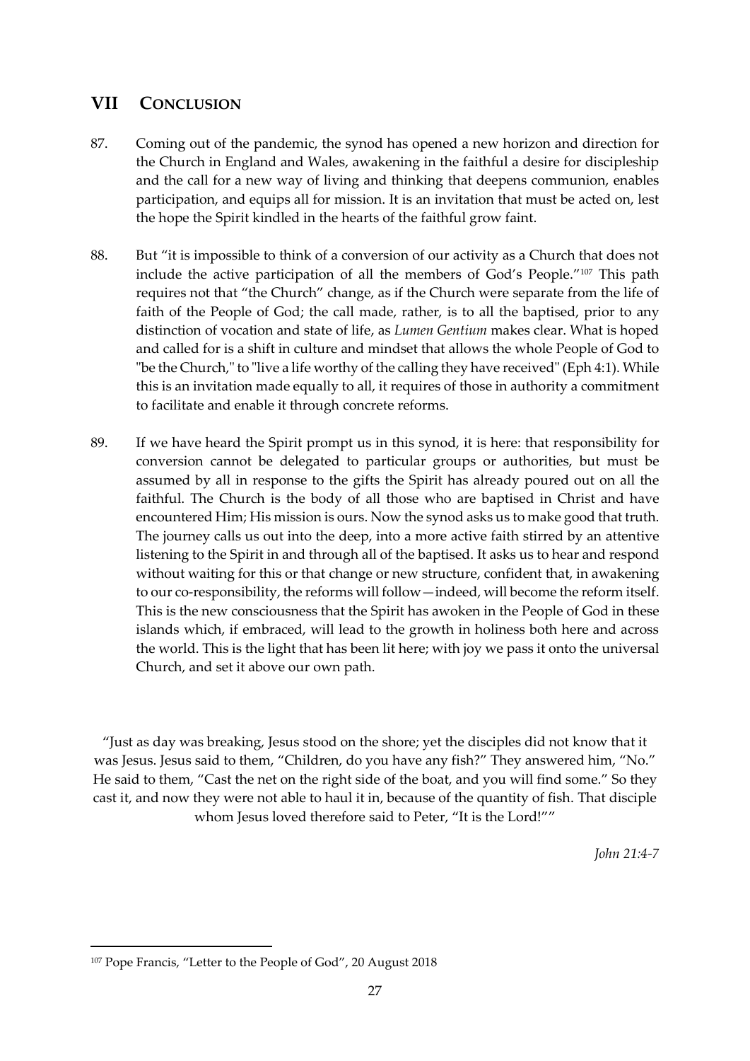## VII CONCLUSION

87. Coming out of the pandemic, the synod has opened a new horizon and direction for the Church in England and Wales, awakening in the faithful a desire for discipleship and the call for a new way of living and thinking that deepens communion, enables participation, and equips all for mission. It is an invitation that must be acted on, lest the hope the Spirit kindled in the hearts of the faithful grow faint.

88. But "it is impossible to think of a conversion of our activity as a Church that does not include the active participation of all the members of God's People."[107] This path requires not that "the Church" change, as if the Church were separate from the life of faith of the People of God; the call made, rather, is to all the baptised, prior to any distinction of vocation and state of life, as *Lumen Gentium* makes clear. What is hoped and called for is a shift in culture and mindset that allows the whole People of God to "be the Church," to "live a life worthy of the calling they have received" (Eph 4:1). While this is an invitation made equally to all, it requires of those in authority a commitment to facilitate and enable it through concrete reforms.

89. If we have heard the Spirit prompt us in this synod, it is here: that responsibility for conversion cannot be delegated to particular groups or authorities, but must be assumed by all in response to the gifts the Spirit has already poured out on all the faithful. The Church is the body of all those who are baptised in Christ and have encountered Him; His mission is ours. Now the synod asks us to make good that truth. The journey calls us out into the deep, into a more active faith stirred by an attentive listening to the Spirit in and through all of the baptised. It asks us to hear and respond without waiting for this or that change or new structure, confident that, in awakening to our co-responsibility, the reforms will follow—indeed, will become the reform itself. This is the new consciousness that the Spirit has awoken in the People of God in these islands which, if embraced, will lead to the growth in holiness both here and across the world. This is the light that has been lit here; with joy we pass it onto the universal Church, and set it above our own path.

"Just as day was breaking, Jesus stood on the shore; yet the disciples did not know that it was Jesus. Jesus said to them, "Children, do you have any fish?" They answered him, "No." He said to them, "Cast the net on the right side of the boat, and you will find some." So they cast it, and now they were not able to haul it in, because of the quantity of fish. That disciple whom Jesus loved therefore said to Peter, "It is the Lord!""

*John 21:4-7*

[107] Pope Francis, "Letter to the People of God", 20 August 2018